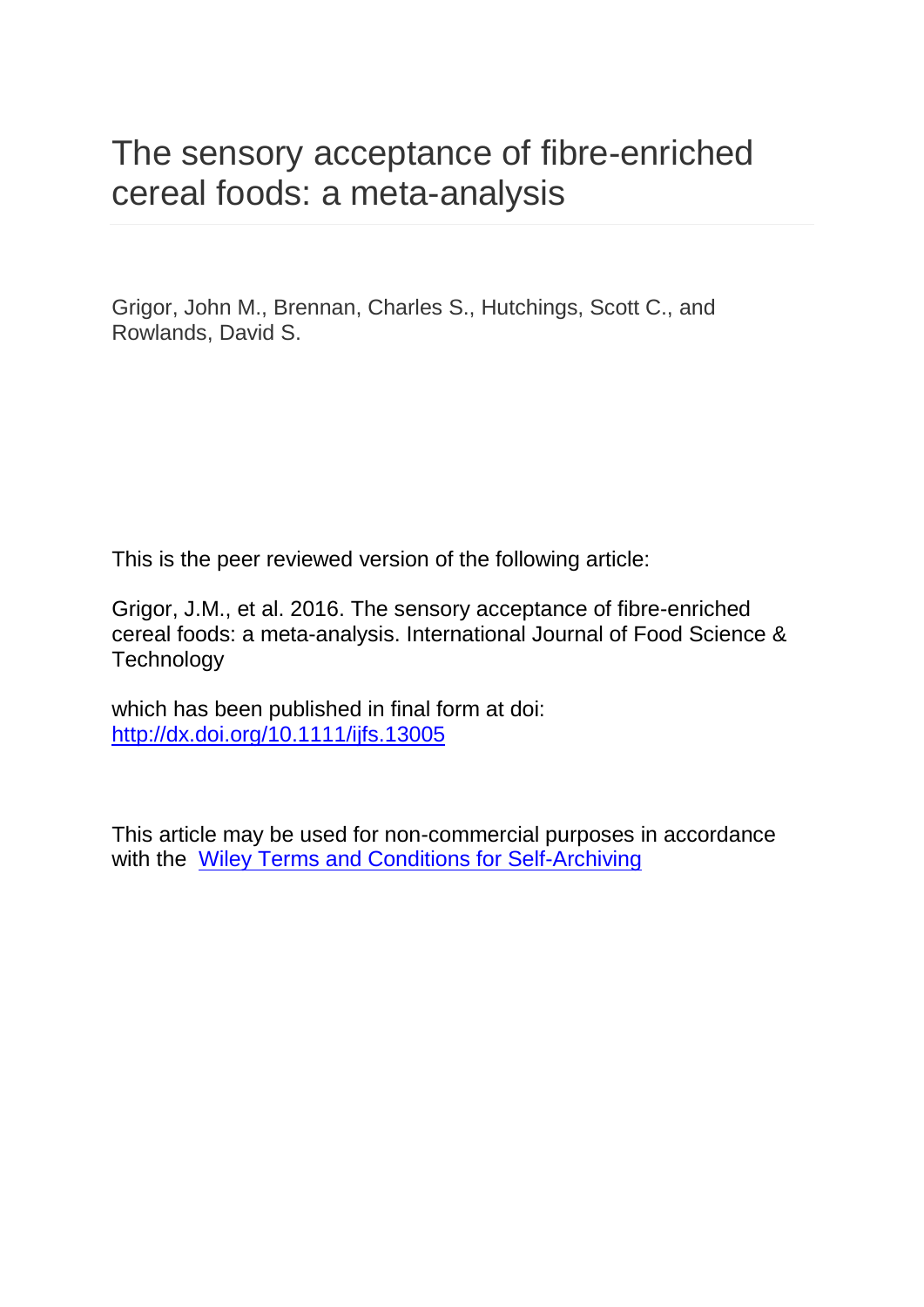# The sensory acceptance of fibre-enriched cereal foods: a meta-analysis

Grigor, John M., Brennan, Charles S., Hutchings, Scott C., and Rowlands, David S.

This is the peer reviewed version of the following article:

Grigor, J.M., et al. 2016. The sensory acceptance of fibre-enriched cereal foods: a meta-analysis. International Journal of Food Science & Technology

which has been published in final form at doi: [http://dx.doi.org/10.1111/ijfs.13005](http://dx.doi.org/10.1111/ijfs.13005)

This article may be used for non-commercial purposes in accordance with the [Wiley Terms and Conditions for Self-Archiving](http://olabout.wiley.com/WileyCDA/Section/id-820227.html#terms)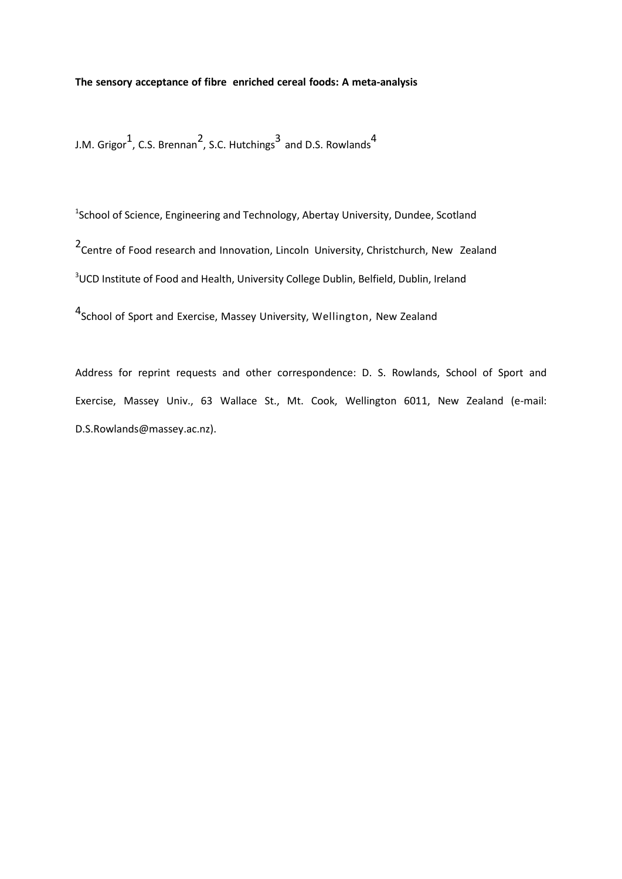**The sensory acceptance of fibre enriched cereal foods: A meta-analysis**

J.M. Grigor[1], C.S. Brennan[2], S.C. Hutchings[3] and D.S. Rowlands[4]

[1]School of Science, Engineering and Technology, Abertay University, Dundee, Scotland

[2]Centre of Food research and Innovation, Lincoln University, Christchurch, New Zealand

[3]UCD Institute of Food and Health, University College Dublin, Belfield, Dublin, Ireland

[4]School of Sport and Exercise, Massey University, Wellington, New Zealand

Address for reprint requests and other correspondence: D. S. Rowlands, School of Sport and Exercise, Massey Univ., 63 Wallace St., Mt. Cook, Wellington 6011, New Zealand (e-mail: D.S.Rowlands@massey.ac.nz).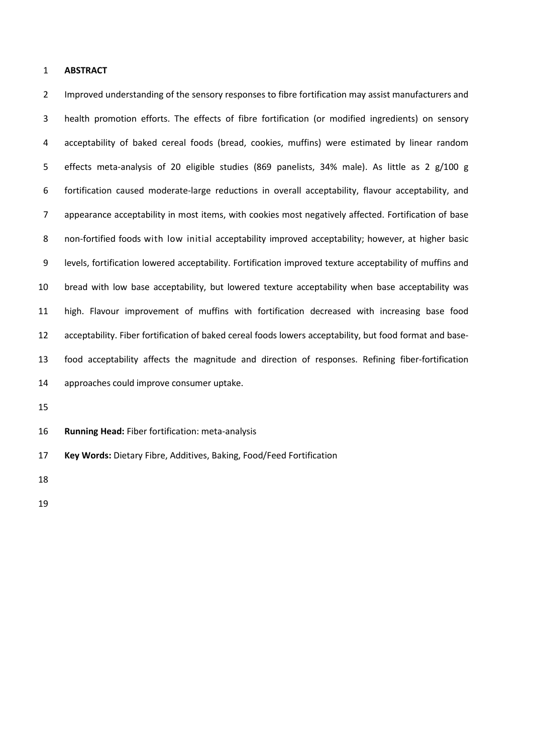## ABSTRACT

Improved understanding of the sensory responses to fibre fortification may assist manufacturers and health promotion efforts. The effects of fibre fortification (or modified ingredients) on sensory acceptability of baked cereal foods (bread, cookies, muffins) were estimated by linear random effects meta-analysis of 20 eligible studies (869 panelists, 34% male). As little as 2 g/100 g fortification caused moderate-large reductions in overall acceptability, flavour acceptability, and appearance acceptability in most items, with cookies most negatively affected. Fortification of base non-fortified foods with low initial acceptability improved acceptability; however, at higher basic levels, fortification lowered acceptability. Fortification improved texture acceptability of muffins and bread with low base acceptability, but lowered texture acceptability when base acceptability was high. Flavour improvement of muffins with fortification decreased with increasing base food acceptability. Fiber fortification of baked cereal foods lowers acceptability, but food format and base-food acceptability affects the magnitude and direction of responses. Refining fiber-fortification approaches could improve consumer uptake.

**Running Head:** Fiber fortification: meta-analysis

**Key Words:** Dietary Fibre, Additives, Baking, Food/Feed Fortification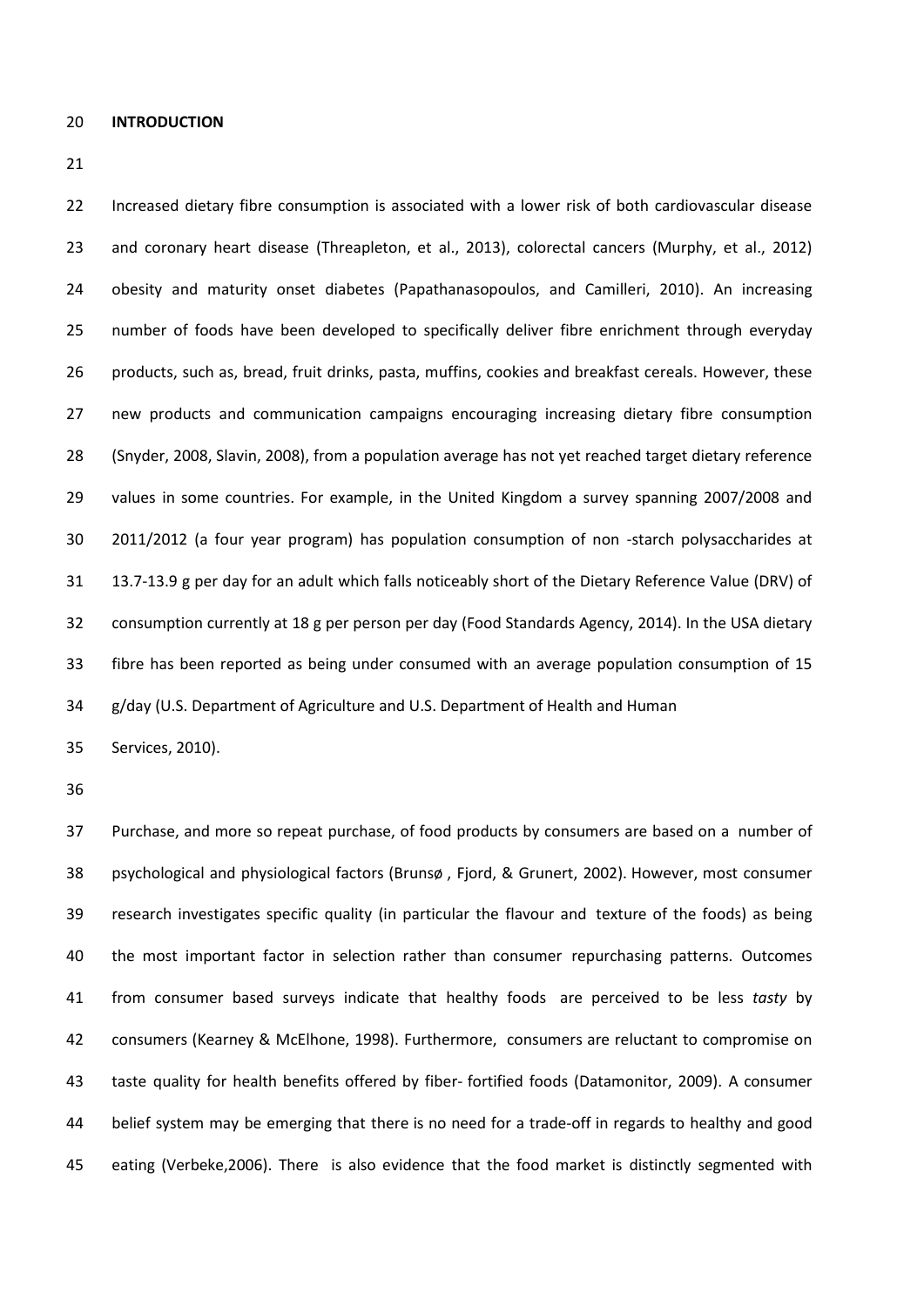## INTRODUCTION

Increased dietary fibre consumption is associated with a lower risk of both cardiovascular disease and coronary heart disease (Threapleton, et al., 2013), colorectal cancers (Murphy, et al., 2012) obesity and maturity onset diabetes (Papathanasopoulos, and Camilleri, 2010). An increasing number of foods have been developed to specifically deliver fibre enrichment through everyday products, such as, bread, fruit drinks, pasta, muffins, cookies and breakfast cereals. However, these new products and communication campaigns encouraging increasing dietary fibre consumption (Snyder, 2008, Slavin, 2008), from a population average has not yet reached target dietary reference values in some countries. For example, in the United Kingdom a survey spanning 2007/2008 and 2011/2012 (a four year program) has population consumption of non -starch polysaccharides at 13.7-13.9 g per day for an adult which falls noticeably short of the Dietary Reference Value (DRV) of consumption currently at 18 g per person per day (Food Standards Agency, 2014). In the USA dietary fibre has been reported as being under consumed with an average population consumption of 15 g/day (U.S. Department of Agriculture and U.S. Department of Health and Human Services, 2010).

Purchase, and more so repeat purchase, of food products by consumers are based on a number of psychological and physiological factors (Brunsø , Fjord, & Grunert, 2002). However, most consumer research investigates specific quality (in particular the flavour and texture of the foods) as being the most important factor in selection rather than consumer repurchasing patterns. Outcomes from consumer based surveys indicate that healthy foods are perceived to be less *tasty* by consumers (Kearney & McElhone, 1998). Furthermore, consumers are reluctant to compromise on taste quality for health benefits offered by fiber- fortified foods (Datamonitor, 2009). A consumer belief system may be emerging that there is no need for a trade-off in regards to healthy and good eating (Verbeke,2006). There is also evidence that the food market is distinctly segmented with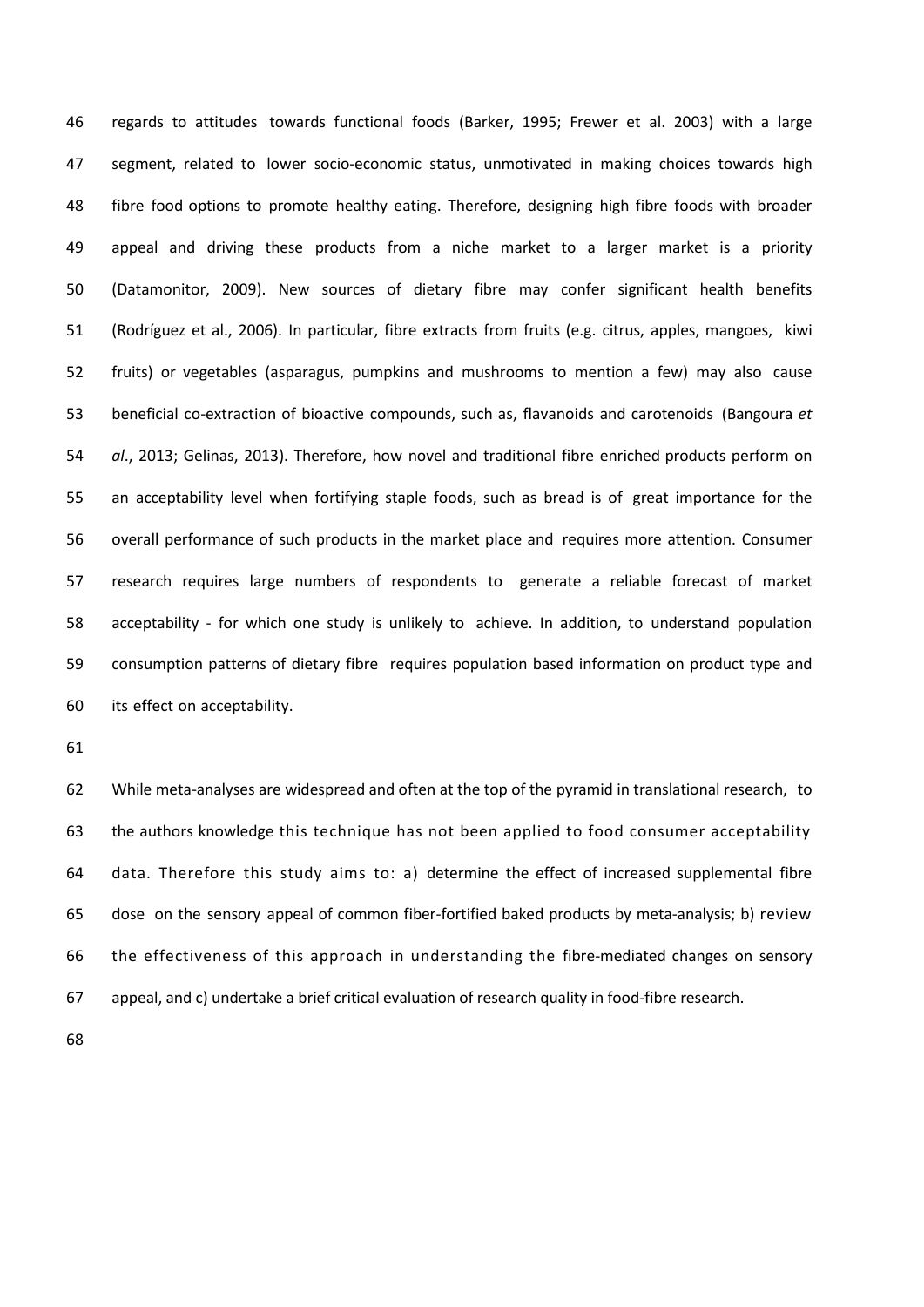regards to attitudes towards functional foods (Barker, 1995; Frewer et al. 2003) with a large segment, related to lower socio-economic status, unmotivated in making choices towards high fibre food options to promote healthy eating. Therefore, designing high fibre foods with broader appeal and driving these products from a niche market to a larger market is a priority (Datamonitor, 2009). New sources of dietary fibre may confer significant health benefits (Rodríguez et al., 2006). In particular, fibre extracts from fruits (e.g. citrus, apples, mangoes, kiwi fruits) or vegetables (asparagus, pumpkins and mushrooms to mention a few) may also cause beneficial co-extraction of bioactive compounds, such as, flavanoids and carotenoids (Bangoura *et al*., 2013; Gelinas, 2013). Therefore, how novel and traditional fibre enriched products perform on an acceptability level when fortifying staple foods, such as bread is of great importance for the overall performance of such products in the market place and requires more attention. Consumer research requires large numbers of respondents to generate a reliable forecast of market acceptability - for which one study is unlikely to achieve. In addition, to understand population consumption patterns of dietary fibre requires population based information on product type and its effect on acceptability.

While meta-analyses are widespread and often at the top of the pyramid in translational research, to the authors knowledge this technique has not been applied to food consumer acceptability data. Therefore this study aims to: a) determine the effect of increased supplemental fibre dose on the sensory appeal of common fiber-fortified baked products by meta-analysis; b) review the effectiveness of this approach in understanding the fibre-mediated changes on sensory appeal, and c) undertake a brief critical evaluation of research quality in food-fibre research.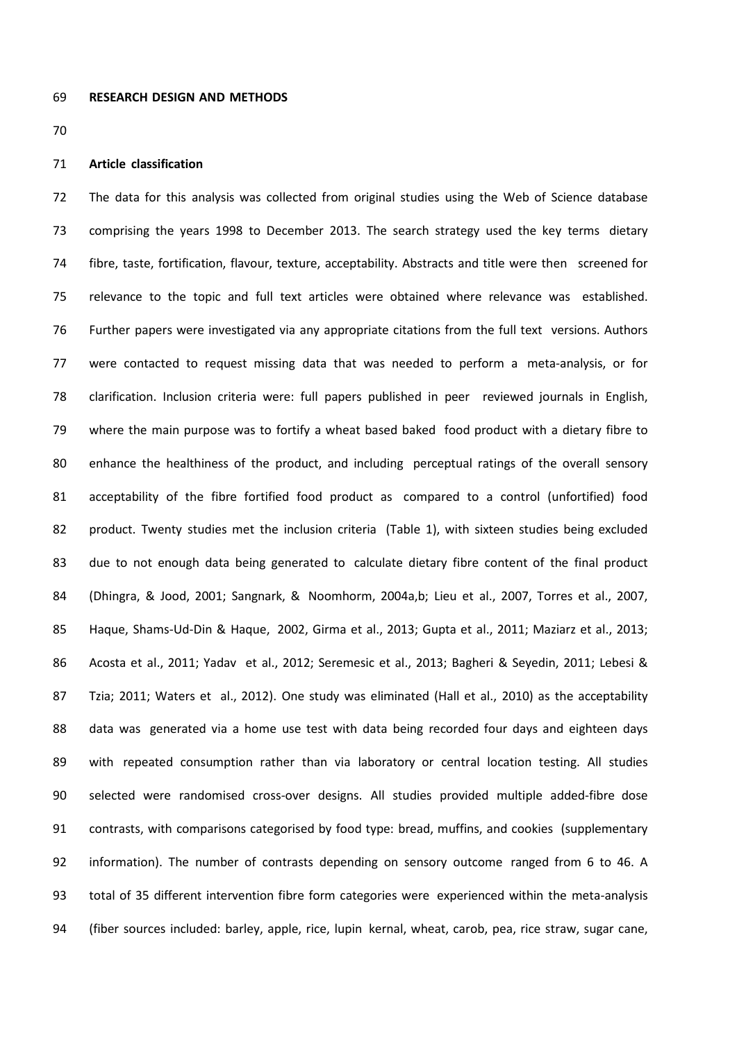## RESEARCH DESIGN AND METHODS

### Article classification

The data for this analysis was collected from original studies using the Web of Science database comprising the years 1998 to December 2013. The search strategy used the key terms dietary fibre, taste, fortification, flavour, texture, acceptability. Abstracts and title were then screened for relevance to the topic and full text articles were obtained where relevance was established. Further papers were investigated via any appropriate citations from the full text versions. Authors were contacted to request missing data that was needed to perform a meta-analysis, or for clarification. Inclusion criteria were: full papers published in peer reviewed journals in English, where the main purpose was to fortify a wheat based baked food product with a dietary fibre to enhance the healthiness of the product, and including perceptual ratings of the overall sensory acceptability of the fibre fortified food product as compared to a control (unfortified) food product. Twenty studies met the inclusion criteria (Table 1), with sixteen studies being excluded due to not enough data being generated to calculate dietary fibre content of the final product (Dhingra, & Jood, 2001; Sangnark, & Noomhorm, 2004a,b; Lieu et al., 2007, Torres et al., 2007, Haque, Shams-Ud-Din & Haque, 2002, Girma et al., 2013; Gupta et al., 2011; Maziarz et al., 2013; Acosta et al., 2011; Yadav et al., 2012; Seremesic et al., 2013; Bagheri & Seyedin, 2011; Lebesi & Tzia; 2011; Waters et al., 2012). One study was eliminated (Hall et al., 2010) as the acceptability data was generated via a home use test with data being recorded four days and eighteen days with repeated consumption rather than via laboratory or central location testing. All studies selected were randomised cross-over designs. All studies provided multiple added-fibre dose contrasts, with comparisons categorised by food type: bread, muffins, and cookies (supplementary information). The number of contrasts depending on sensory outcome ranged from 6 to 46. A total of 35 different intervention fibre form categories were experienced within the meta-analysis (fiber sources included: barley, apple, rice, lupin kernal, wheat, carob, pea, rice straw, sugar cane,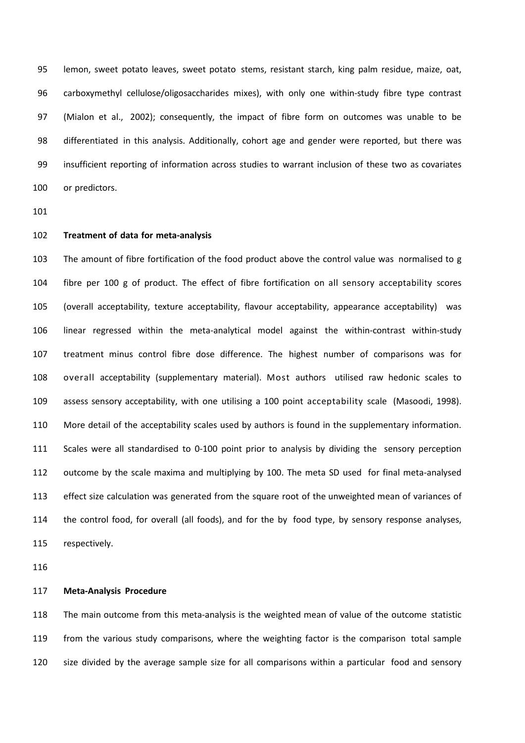lemon, sweet potato leaves, sweet potato stems, resistant starch, king palm residue, maize, oat, carboxymethyl cellulose/oligosaccharides mixes), with only one within-study fibre type contrast (Mialon et al., 2002); consequently, the impact of fibre form on outcomes was unable to be differentiated in this analysis. Additionally, cohort age and gender were reported, but there was insufficient reporting of information across studies to warrant inclusion of these two as covariates or predictors.

**Treatment of data for meta-analysis**

The amount of fibre fortification of the food product above the control value was normalised to g fibre per 100 g of product. The effect of fibre fortification on all sensory acceptability scores (overall acceptability, texture acceptability, flavour acceptability, appearance acceptability) was linear regressed within the meta-analytical model against the within-contrast within-study treatment minus control fibre dose difference. The highest number of comparisons was for overall acceptability (supplementary material). Most authors utilised raw hedonic scales to assess sensory acceptability, with one utilising a 100 point acceptability scale (Masoodi, 1998). More detail of the acceptability scales used by authors is found in the supplementary information. Scales were all standardised to 0-100 point prior to analysis by dividing the sensory perception outcome by the scale maxima and multiplying by 100. The meta SD used for final meta-analysed effect size calculation was generated from the square root of the unweighted mean of variances of the control food, for overall (all foods), and for the by food type, by sensory response analyses, respectively.

**Meta-Analysis Procedure**

The main outcome from this meta-analysis is the weighted mean of value of the outcome statistic from the various study comparisons, where the weighting factor is the comparison total sample size divided by the average sample size for all comparisons within a particular food and sensory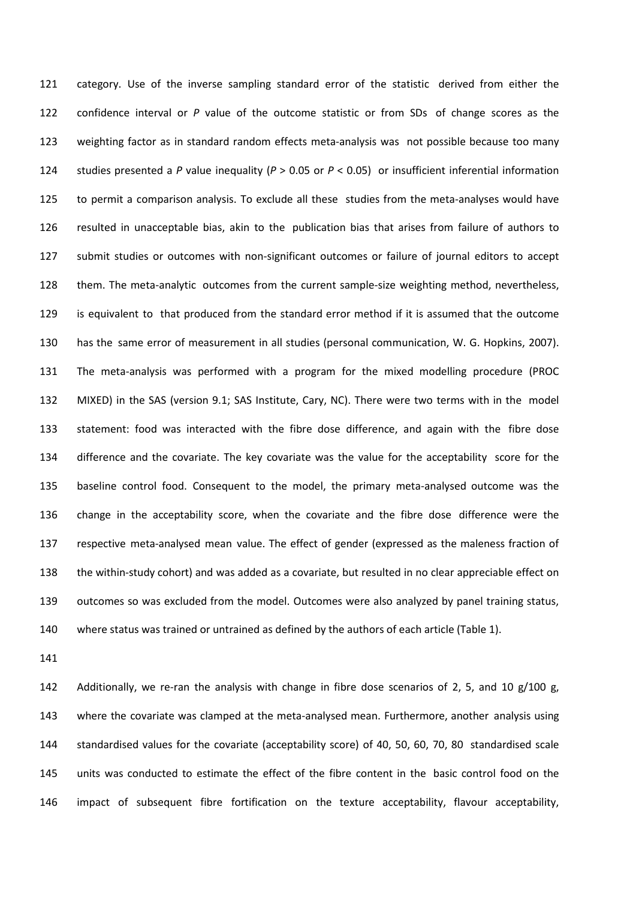category. Use of the inverse sampling standard error of the statistic derived from either the confidence interval or *P* value of the outcome statistic or from SDs of change scores as the weighting factor as in standard random effects meta-analysis was not possible because too many studies presented a *P* value inequality ($P > 0.05$ or $P < 0.05$) or insufficient inferential information to permit a comparison analysis. To exclude all these studies from the meta-analyses would have resulted in unacceptable bias, akin to the publication bias that arises from failure of authors to submit studies or outcomes with non-significant outcomes or failure of journal editors to accept them. The meta-analytic outcomes from the current sample-size weighting method, nevertheless, is equivalent to that produced from the standard error method if it is assumed that the outcome has the same error of measurement in all studies (personal communication, W. G. Hopkins, 2007). The meta-analysis was performed with a program for the mixed modelling procedure (PROC MIXED) in the SAS (version 9.1; SAS Institute, Cary, NC). There were two terms with in the model statement: food was interacted with the fibre dose difference, and again with the fibre dose difference and the covariate. The key covariate was the value for the acceptability score for the baseline control food. Consequent to the model, the primary meta-analysed outcome was the change in the acceptability score, when the covariate and the fibre dose difference were the respective meta-analysed mean value. The effect of gender (expressed as the maleness fraction of the within-study cohort) and was added as a covariate, but resulted in no clear appreciable effect on outcomes so was excluded from the model. Outcomes were also analyzed by panel training status, where status was trained or untrained as defined by the authors of each article (Table 1).

Additionally, we re-ran the analysis with change in fibre dose scenarios of 2, 5, and 10 g/100 g, where the covariate was clamped at the meta-analysed mean. Furthermore, another analysis using standardised values for the covariate (acceptability score) of 40, 50, 60, 70, 80 standardised scale units was conducted to estimate the effect of the fibre content in the basic control food on the impact of subsequent fibre fortification on the texture acceptability, flavour acceptability,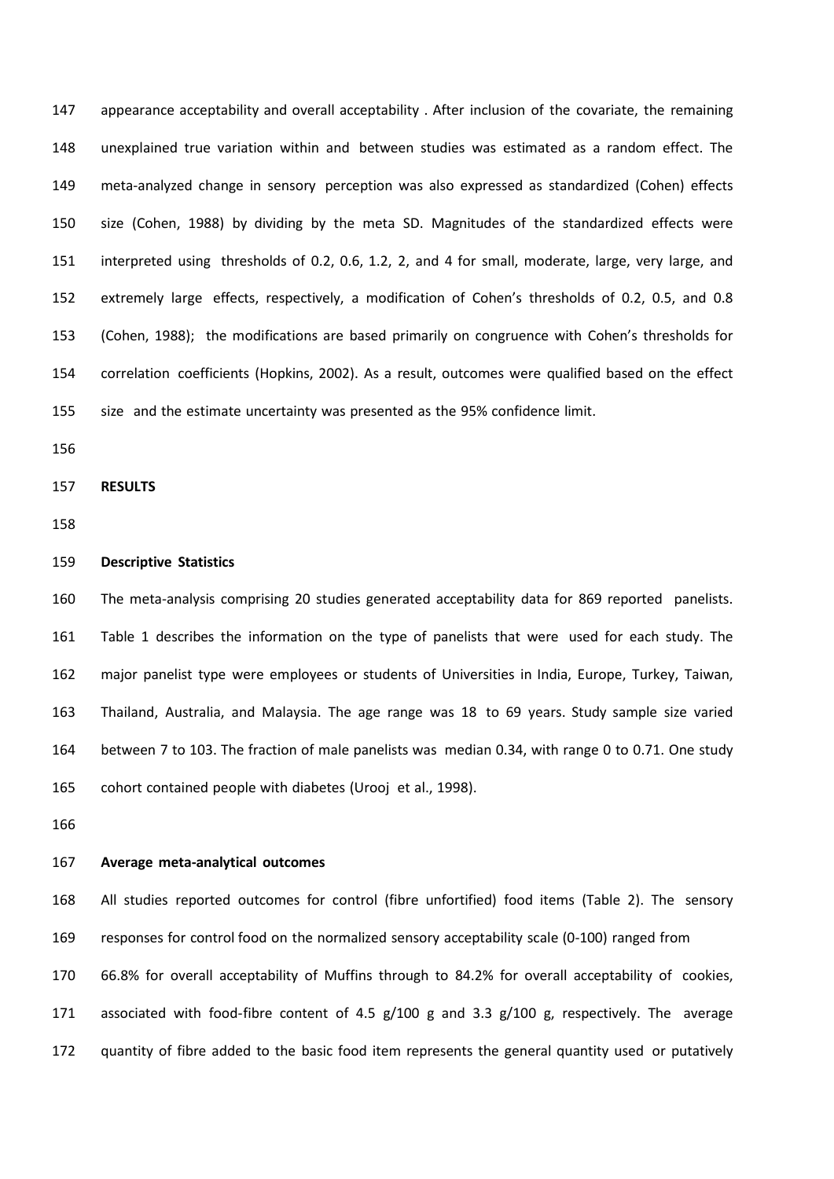appearance acceptability and overall acceptability . After inclusion of the covariate, the remaining unexplained true variation within and between studies was estimated as a random effect. The meta-analyzed change in sensory perception was also expressed as standardized (Cohen) effects size (Cohen, 1988) by dividing by the meta SD. Magnitudes of the standardized effects were interpreted using thresholds of 0.2, 0.6, 1.2, 2, and 4 for small, moderate, large, very large, and extremely large effects, respectively, a modification of Cohen's thresholds of 0.2, 0.5, and 0.8 (Cohen, 1988); the modifications are based primarily on congruence with Cohen's thresholds for correlation coefficients (Hopkins, 2002). As a result, outcomes were qualified based on the effect size and the estimate uncertainty was presented as the 95% confidence limit.

## RESULTS

### Descriptive Statistics

The meta-analysis comprising 20 studies generated acceptability data for 869 reported panelists. Table 1 describes the information on the type of panelists that were used for each study. The major panelist type were employees or students of Universities in India, Europe, Turkey, Taiwan, Thailand, Australia, and Malaysia. The age range was 18 to 69 years. Study sample size varied between 7 to 103. The fraction of male panelists was median 0.34, with range 0 to 0.71. One study cohort contained people with diabetes (Urooj et al., 1998).

### Average meta-analytical outcomes

All studies reported outcomes for control (fibre unfortified) food items (Table 2). The sensory responses for control food on the normalized sensory acceptability scale (0-100) ranged from 66.8% for overall acceptability of Muffins through to 84.2% for overall acceptability of cookies, associated with food-fibre content of 4.5 g/100 g and 3.3 g/100 g, respectively. The average quantity of fibre added to the basic food item represents the general quantity used or putatively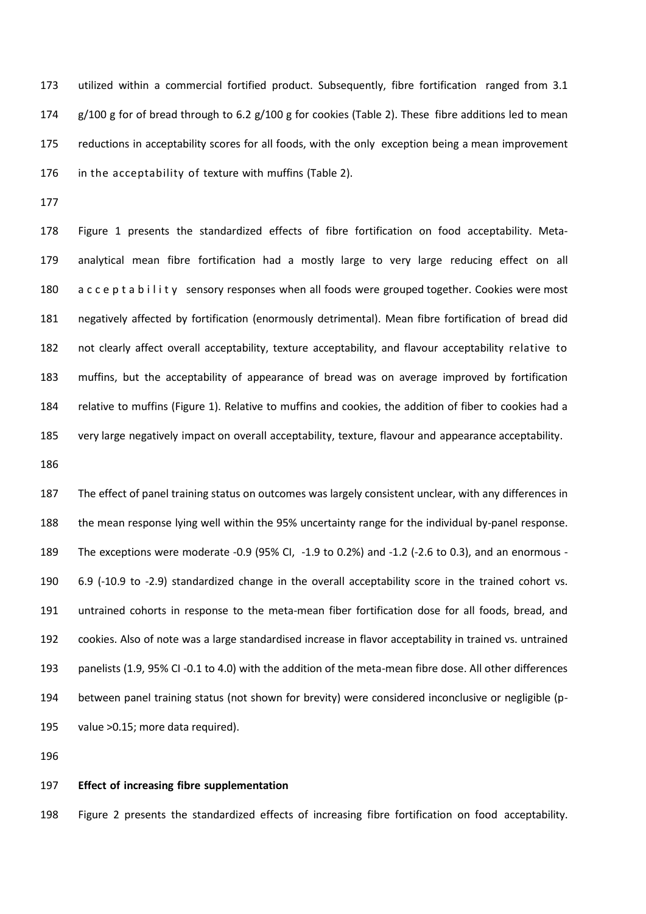utilized within a commercial fortified product. Subsequently, fibre fortification ranged from 3.1 g/100 g for of bread through to 6.2 g/100 g for cookies (Table 2). These fibre additions led to mean reductions in acceptability scores for all foods, with the only exception being a mean improvement in the acceptability of texture with muffins (Table 2).

Figure 1 presents the standardized effects of fibre fortification on food acceptability. Meta-analytical mean fibre fortification had a mostly large to very large reducing effect on all acceptability sensory responses when all foods were grouped together. Cookies were most negatively affected by fortification (enormously detrimental). Mean fibre fortification of bread did not clearly affect overall acceptability, texture acceptability, and flavour acceptability relative to muffins, but the acceptability of appearance of bread was on average improved by fortification relative to muffins (Figure 1). Relative to muffins and cookies, the addition of fiber to cookies had a very large negatively impact on overall acceptability, texture, flavour and appearance acceptability.

The effect of panel training status on outcomes was largely consistent unclear, with any differences in the mean response lying well within the 95% uncertainty range for the individual by-panel response. The exceptions were moderate -0.9 (95% CI, -1.9 to 0.2%) and -1.2 (-2.6 to 0.3), and an enormous -6.9 (-10.9 to -2.9) standardized change in the overall acceptability score in the trained cohort vs. untrained cohorts in response to the meta-mean fiber fortification dose for all foods, bread, and cookies. Also of note was a large standardised increase in flavor acceptability in trained vs. untrained panelists (1.9, 95% CI -0.1 to 4.0) with the addition of the meta-mean fibre dose. All other differences between panel training status (not shown for brevity) were considered inconclusive or negligible (p-value >0.15; more data required).

**Effect of increasing fibre supplementation**

Figure 2 presents the standardized effects of increasing fibre fortification on food acceptability.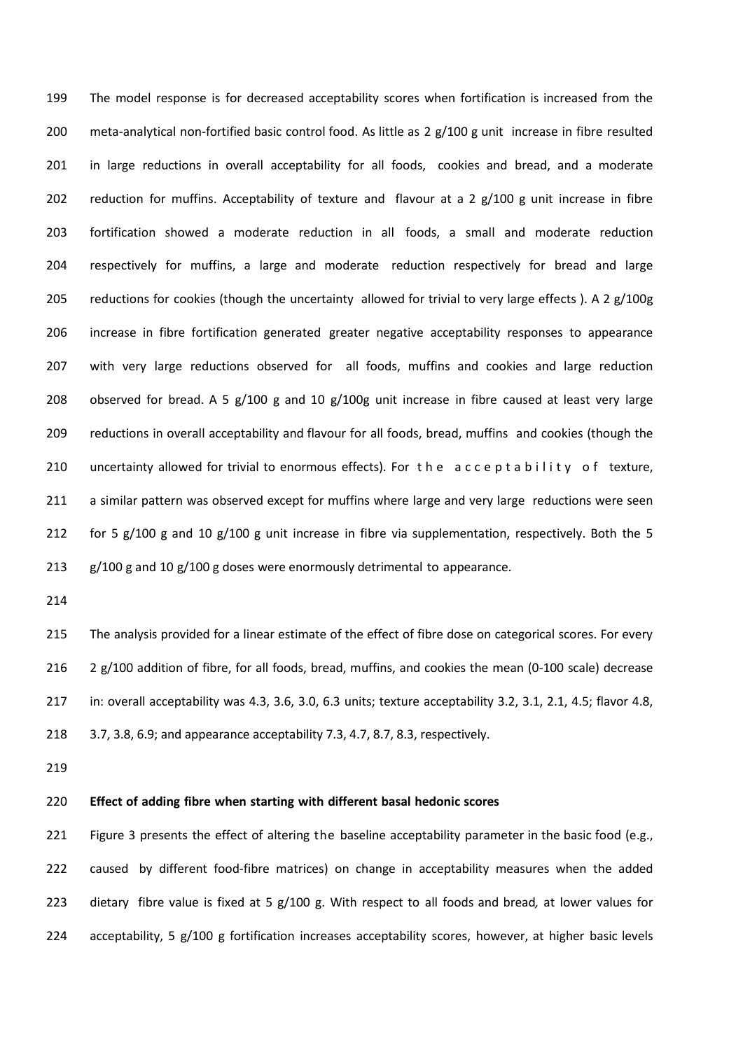The model response is for decreased acceptability scores when fortification is increased from the meta-analytical non-fortified basic control food. As little as 2 g/100 g unit increase in fibre resulted in large reductions in overall acceptability for all foods, cookies and bread, and a moderate reduction for muffins. Acceptability of texture and flavour at a 2 g/100 g unit increase in fibre fortification showed a moderate reduction in all foods, a small and moderate reduction respectively for muffins, a large and moderate reduction respectively for bread and large reductions for cookies (though the uncertainty allowed for trivial to very large effects ). A 2 g/100g increase in fibre fortification generated greater negative acceptability responses to appearance with very large reductions observed for all foods, muffins and cookies and large reduction observed for bread. A 5 g/100 g and 10 g/100g unit increase in fibre caused at least very large reductions in overall acceptability and flavour for all foods, bread, muffins and cookies (though the uncertainty allowed for trivial to enormous effects). For the acceptability of texture, a similar pattern was observed except for muffins where large and very large reductions were seen for 5 g/100 g and 10 g/100 g unit increase in fibre via supplementation, respectively. Both the 5 g/100 g and 10 g/100 g doses were enormously detrimental to appearance.

The analysis provided for a linear estimate of the effect of fibre dose on categorical scores. For every 2 g/100 addition of fibre, for all foods, bread, muffins, and cookies the mean (0-100 scale) decrease in: overall acceptability was 4.3, 3.6, 3.0, 6.3 units; texture acceptability 3.2, 3.1, 2.1, 4.5; flavor 4.8, 3.7, 3.8, 6.9; and appearance acceptability 7.3, 4.7, 8.7, 8.3, respectively.

**Effect of adding fibre when starting with different basal hedonic scores**

Figure 3 presents the effect of altering the baseline acceptability parameter in the basic food (e.g., caused by different food-fibre matrices) on change in acceptability measures when the added dietary fibre value is fixed at 5 g/100 g. With respect to all foods and bread*,* at lower values for acceptability, 5 g/100 g fortification increases acceptability scores, however, at higher basic levels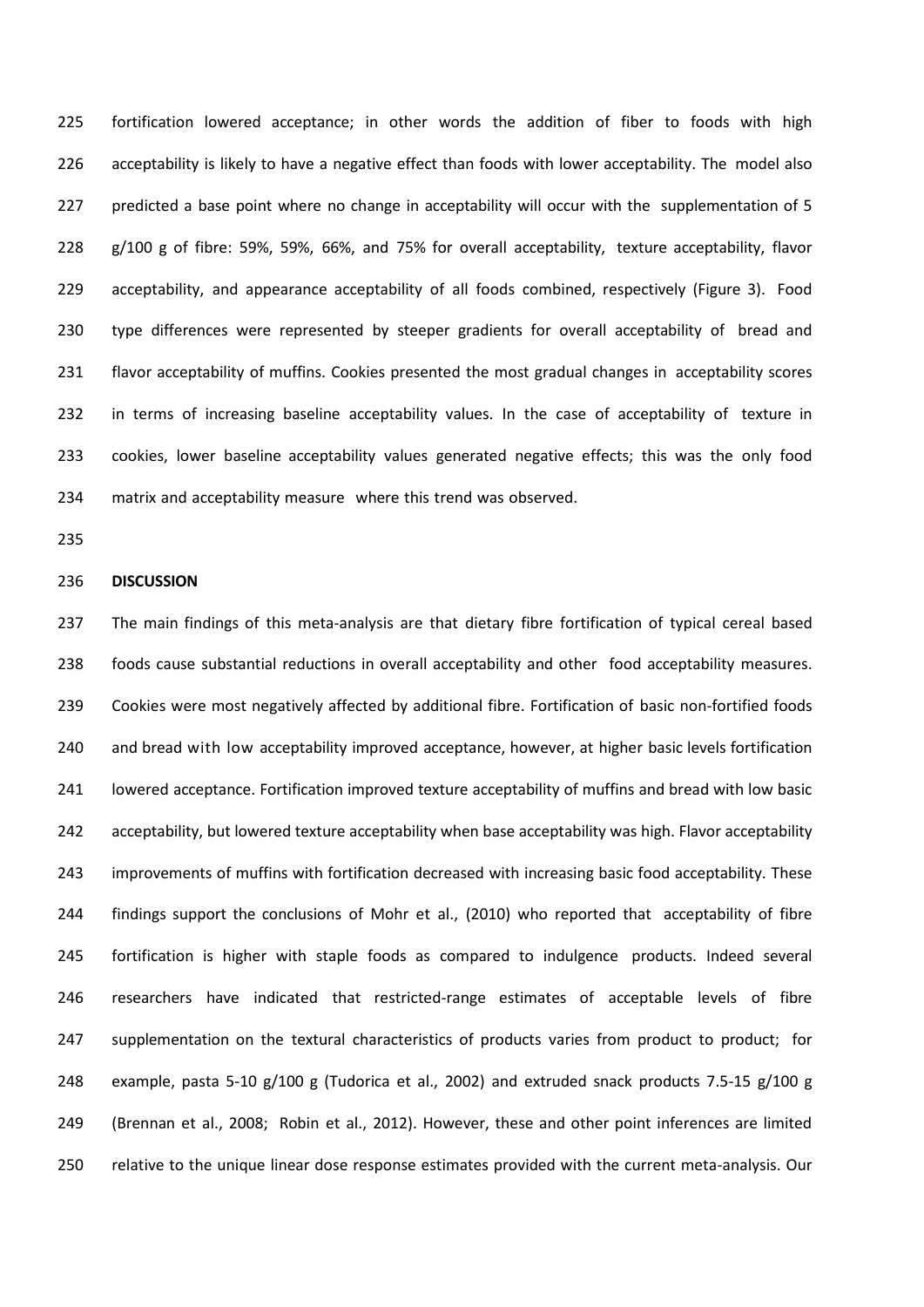fortification lowered acceptance; in other words the addition of fiber to foods with high acceptability is likely to have a negative effect than foods with lower acceptability. The model also predicted a base point where no change in acceptability will occur with the supplementation of 5 g/100 g of fibre: 59%, 59%, 66%, and 75% for overall acceptability, texture acceptability, flavor acceptability, and appearance acceptability of all foods combined, respectively (Figure 3). Food type differences were represented by steeper gradients for overall acceptability of bread and flavor acceptability of muffins. Cookies presented the most gradual changes in acceptability scores in terms of increasing baseline acceptability values. In the case of acceptability of texture in cookies, lower baseline acceptability values generated negative effects; this was the only food matrix and acceptability measure where this trend was observed.

**DISCUSSION**

The main findings of this meta-analysis are that dietary fibre fortification of typical cereal based foods cause substantial reductions in overall acceptability and other food acceptability measures. Cookies were most negatively affected by additional fibre. Fortification of basic non-fortified foods and bread with low acceptability improved acceptance, however, at higher basic levels fortification lowered acceptance. Fortification improved texture acceptability of muffins and bread with low basic acceptability, but lowered texture acceptability when base acceptability was high. Flavor acceptability improvements of muffins with fortification decreased with increasing basic food acceptability. These findings support the conclusions of Mohr et al., (2010) who reported that acceptability of fibre fortification is higher with staple foods as compared to indulgence products. Indeed several researchers have indicated that restricted-range estimates of acceptable levels of fibre supplementation on the textural characteristics of products varies from product to product; for example, pasta 5-10 g/100 g (Tudorica et al., 2002) and extruded snack products 7.5-15 g/100 g (Brennan et al., 2008; Robin et al., 2012). However, these and other point inferences are limited relative to the unique linear dose response estimates provided with the current meta-analysis. Our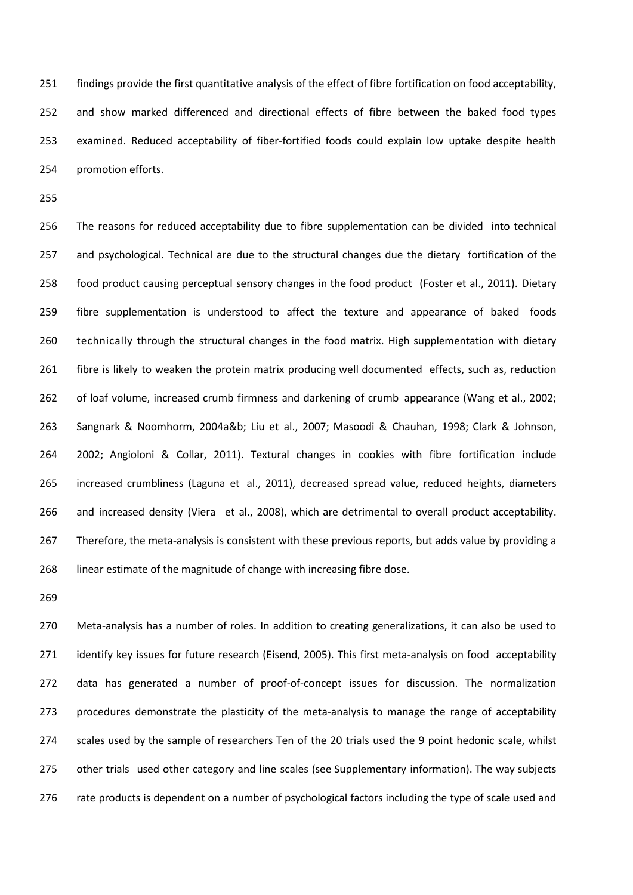findings provide the first quantitative analysis of the effect of fibre fortification on food acceptability, and show marked differenced and directional effects of fibre between the baked food types examined. Reduced acceptability of fiber-fortified foods could explain low uptake despite health promotion efforts.

The reasons for reduced acceptability due to fibre supplementation can be divided into technical and psychological. Technical are due to the structural changes due the dietary fortification of the food product causing perceptual sensory changes in the food product (Foster et al., 2011). Dietary fibre supplementation is understood to affect the texture and appearance of baked foods technically through the structural changes in the food matrix. High supplementation with dietary fibre is likely to weaken the protein matrix producing well documented effects, such as, reduction of loaf volume, increased crumb firmness and darkening of crumb appearance (Wang et al., 2002; Sangnark & Noomhorm, 2004a&b; Liu et al., 2007; Masoodi & Chauhan, 1998; Clark & Johnson, 2002; Angioloni & Collar, 2011). Textural changes in cookies with fibre fortification include increased crumbliness (Laguna et al., 2011), decreased spread value, reduced heights, diameters and increased density (Viera et al., 2008), which are detrimental to overall product acceptability. Therefore, the meta-analysis is consistent with these previous reports, but adds value by providing a linear estimate of the magnitude of change with increasing fibre dose.

Meta-analysis has a number of roles. In addition to creating generalizations, it can also be used to identify key issues for future research (Eisend, 2005). This first meta-analysis on food acceptability data has generated a number of proof-of-concept issues for discussion. The normalization procedures demonstrate the plasticity of the meta-analysis to manage the range of acceptability scales used by the sample of researchers Ten of the 20 trials used the 9 point hedonic scale, whilst other trials used other category and line scales (see Supplementary information). The way subjects rate products is dependent on a number of psychological factors including the type of scale used and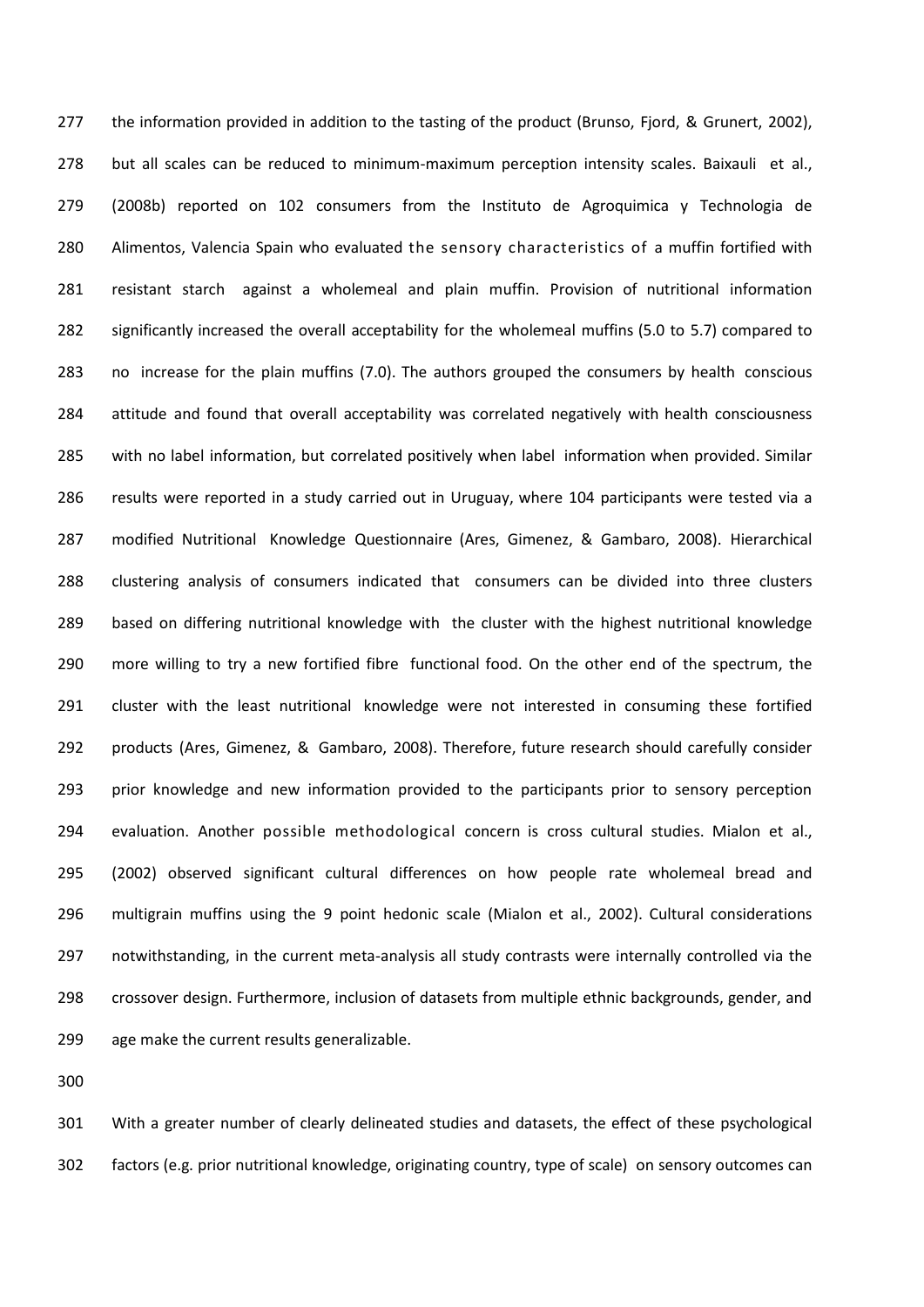the information provided in addition to the tasting of the product (Brunso, Fjord, & Grunert, 2002), but all scales can be reduced to minimum-maximum perception intensity scales. Baixauli et al., (2008b) reported on 102 consumers from the Instituto de Agroquimica y Technologia de Alimentos, Valencia Spain who evaluated the sensory characteristics of a muffin fortified with resistant starch against a wholemeal and plain muffin. Provision of nutritional information significantly increased the overall acceptability for the wholemeal muffins (5.0 to 5.7) compared to no increase for the plain muffins (7.0). The authors grouped the consumers by health conscious attitude and found that overall acceptability was correlated negatively with health consciousness with no label information, but correlated positively when label information when provided. Similar results were reported in a study carried out in Uruguay, where 104 participants were tested via a modified Nutritional Knowledge Questionnaire (Ares, Gimenez, & Gambaro, 2008). Hierarchical clustering analysis of consumers indicated that consumers can be divided into three clusters based on differing nutritional knowledge with the cluster with the highest nutritional knowledge more willing to try a new fortified fibre functional food. On the other end of the spectrum, the cluster with the least nutritional knowledge were not interested in consuming these fortified products (Ares, Gimenez, & Gambaro, 2008). Therefore, future research should carefully consider prior knowledge and new information provided to the participants prior to sensory perception evaluation. Another possible methodological concern is cross cultural studies. Mialon et al., (2002) observed significant cultural differences on how people rate wholemeal bread and multigrain muffins using the 9 point hedonic scale (Mialon et al., 2002). Cultural considerations notwithstanding, in the current meta-analysis all study contrasts were internally controlled via the crossover design. Furthermore, inclusion of datasets from multiple ethnic backgrounds, gender, and age make the current results generalizable.

With a greater number of clearly delineated studies and datasets, the effect of these psychological factors (e.g. prior nutritional knowledge, originating country, type of scale) on sensory outcomes can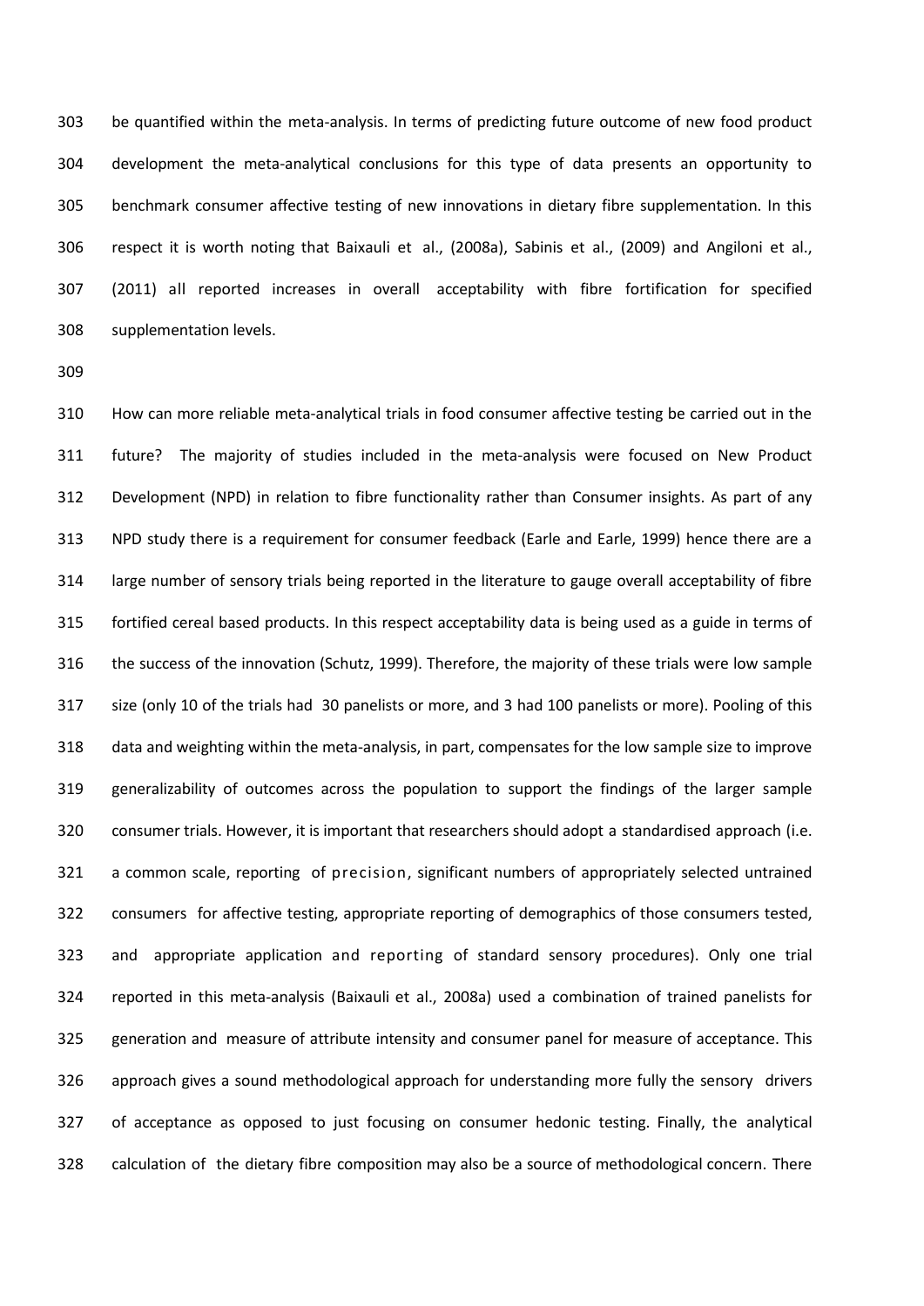be quantified within the meta-analysis. In terms of predicting future outcome of new food product development the meta-analytical conclusions for this type of data presents an opportunity to benchmark consumer affective testing of new innovations in dietary fibre supplementation. In this respect it is worth noting that Baixauli et al., (2008a), Sabinis et al., (2009) and Angiloni et al., (2011) all reported increases in overall acceptability with fibre fortification for specified supplementation levels.

How can more reliable meta-analytical trials in food consumer affective testing be carried out in the future? The majority of studies included in the meta-analysis were focused on New Product Development (NPD) in relation to fibre functionality rather than Consumer insights. As part of any NPD study there is a requirement for consumer feedback (Earle and Earle, 1999) hence there are a large number of sensory trials being reported in the literature to gauge overall acceptability of fibre fortified cereal based products. In this respect acceptability data is being used as a guide in terms of the success of the innovation (Schutz, 1999). Therefore, the majority of these trials were low sample size (only 10 of the trials had 30 panelists or more, and 3 had 100 panelists or more). Pooling of this data and weighting within the meta-analysis, in part, compensates for the low sample size to improve generalizability of outcomes across the population to support the findings of the larger sample consumer trials. However, it is important that researchers should adopt a standardised approach (i.e. a common scale, reporting of precision, significant numbers of appropriately selected untrained consumers for affective testing, appropriate reporting of demographics of those consumers tested, and appropriate application and reporting of standard sensory procedures). Only one trial reported in this meta-analysis (Baixauli et al., 2008a) used a combination of trained panelists for generation and measure of attribute intensity and consumer panel for measure of acceptance. This approach gives a sound methodological approach for understanding more fully the sensory drivers of acceptance as opposed to just focusing on consumer hedonic testing. Finally, the analytical calculation of the dietary fibre composition may also be a source of methodological concern. There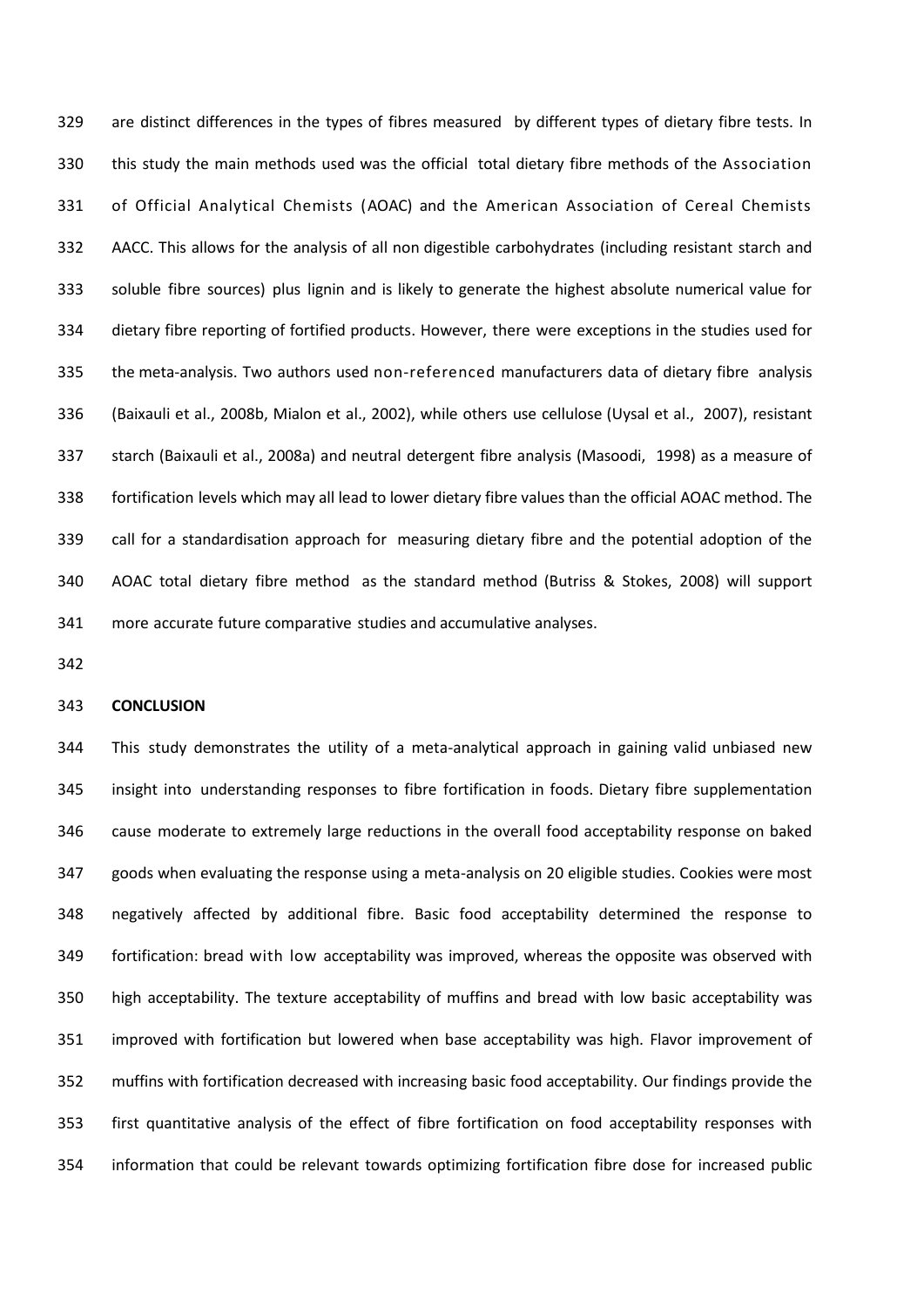are distinct differences in the types of fibres measured by different types of dietary fibre tests. In this study the main methods used was the official total dietary fibre methods of the Association of Official Analytical Chemists (AOAC) and the American Association of Cereal Chemists AACC. This allows for the analysis of all non digestible carbohydrates (including resistant starch and soluble fibre sources) plus lignin and is likely to generate the highest absolute numerical value for dietary fibre reporting of fortified products. However, there were exceptions in the studies used for the meta-analysis. Two authors used non-referenced manufacturers data of dietary fibre analysis (Baixauli et al., 2008b, Mialon et al., 2002), while others use cellulose (Uysal et al., 2007), resistant starch (Baixauli et al., 2008a) and neutral detergent fibre analysis (Masoodi, 1998) as a measure of fortification levels which may all lead to lower dietary fibre values than the official AOAC method. The call for a standardisation approach for measuring dietary fibre and the potential adoption of the AOAC total dietary fibre method as the standard method (Butriss & Stokes, 2008) will support more accurate future comparative studies and accumulative analyses.

**CONCLUSION**

This study demonstrates the utility of a meta-analytical approach in gaining valid unbiased new insight into understanding responses to fibre fortification in foods. Dietary fibre supplementation cause moderate to extremely large reductions in the overall food acceptability response on baked goods when evaluating the response using a meta-analysis on 20 eligible studies. Cookies were most negatively affected by additional fibre. Basic food acceptability determined the response to fortification: bread with low acceptability was improved, whereas the opposite was observed with high acceptability. The texture acceptability of muffins and bread with low basic acceptability was improved with fortification but lowered when base acceptability was high. Flavor improvement of muffins with fortification decreased with increasing basic food acceptability. Our findings provide the first quantitative analysis of the effect of fibre fortification on food acceptability responses with information that could be relevant towards optimizing fortification fibre dose for increased public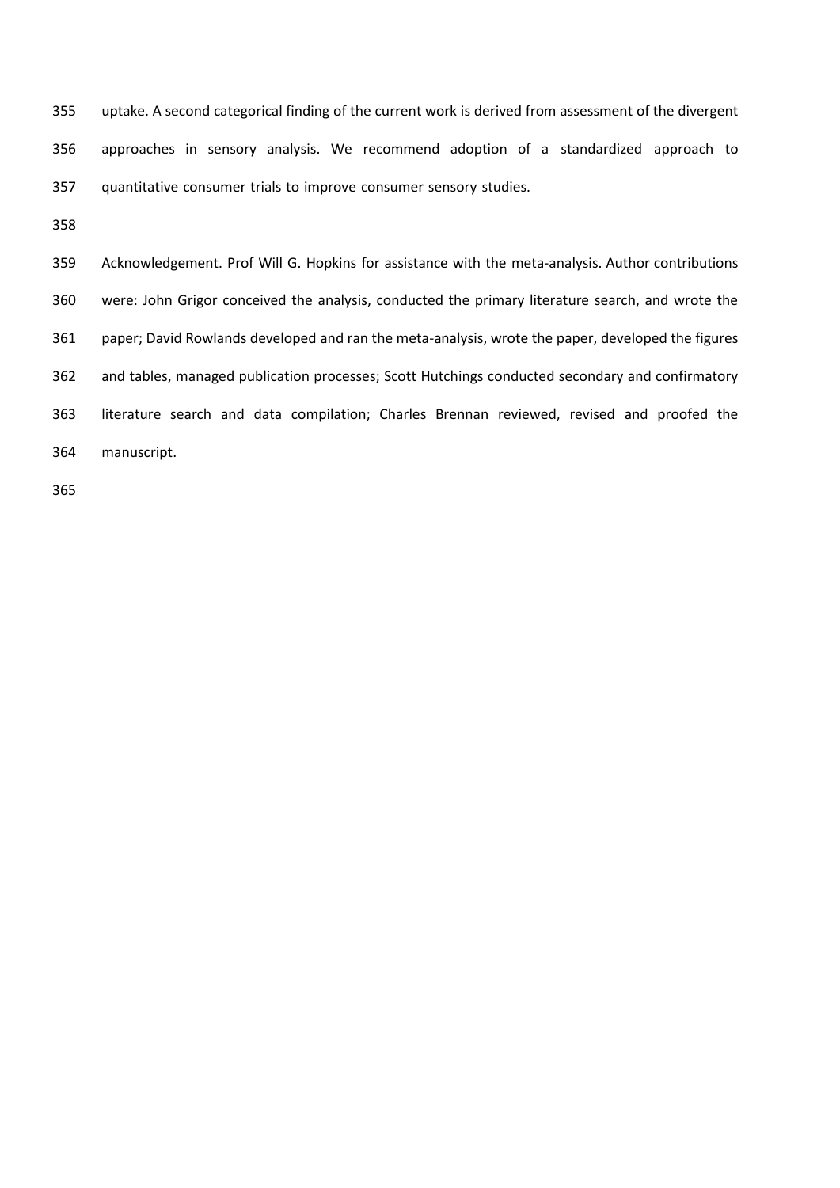uptake. A second categorical finding of the current work is derived from assessment of the divergent approaches in sensory analysis. We recommend adoption of a standardized approach to quantitative consumer trials to improve consumer sensory studies.

Acknowledgement. Prof Will G. Hopkins for assistance with the meta-analysis. Author contributions were: John Grigor conceived the analysis, conducted the primary literature search, and wrote the paper; David Rowlands developed and ran the meta-analysis, wrote the paper, developed the figures and tables, managed publication processes; Scott Hutchings conducted secondary and confirmatory literature search and data compilation; Charles Brennan reviewed, revised and proofed the manuscript.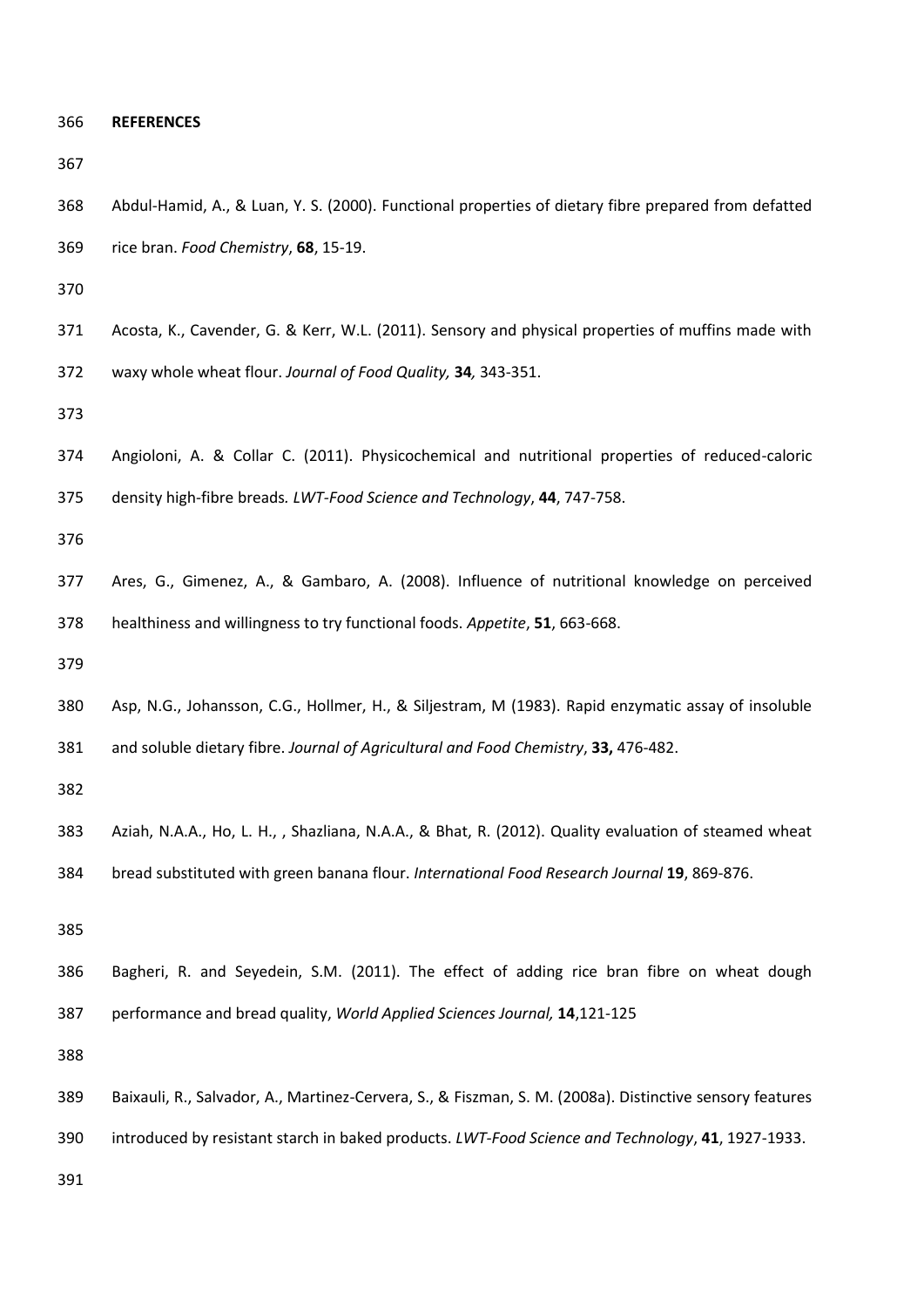**REFERENCES**

Abdul-Hamid, A., & Luan, Y. S. (2000). Functional properties of dietary fibre prepared from defatted rice bran. *Food Chemistry*, **68**, 15-19.

Acosta, K., Cavender, G. & Kerr, W.L. (2011). Sensory and physical properties of muffins made with waxy whole wheat flour. *Journal of Food Quality,* **34***,* 343-351.

Angioloni, A. & Collar C. (2011). Physicochemical and nutritional properties of reduced-caloric density high-fibre breads*. LWT-Food Science and Technology*, **44**, 747-758.

Ares, G., Gimenez, A., & Gambaro, A. (2008). Influence of nutritional knowledge on perceived healthiness and willingness to try functional foods. *Appetite*, **51**, 663-668.

Asp, N.G., Johansson, C.G., Hollmer, H., & Siljestram, M (1983). Rapid enzymatic assay of insoluble and soluble dietary fibre. *Journal of Agricultural and Food Chemistry*, **33,** 476-482.

Aziah, N.A.A., Ho, L. H., , Shazliana, N.A.A., & Bhat, R. (2012). Quality evaluation of steamed wheat bread substituted with green banana flour. *International Food Research Journal* **19**, 869-876.

Bagheri, R. and Seyedein, S.M. (2011). The effect of adding rice bran fibre on wheat dough performance and bread quality, *World Applied Sciences Journal,* **14**,121-125

Baixauli, R., Salvador, A., Martinez-Cervera, S., & Fiszman, S. M. (2008a). Distinctive sensory features introduced by resistant starch in baked products. *LWT-Food Science and Technology*, **41**, 1927-1933.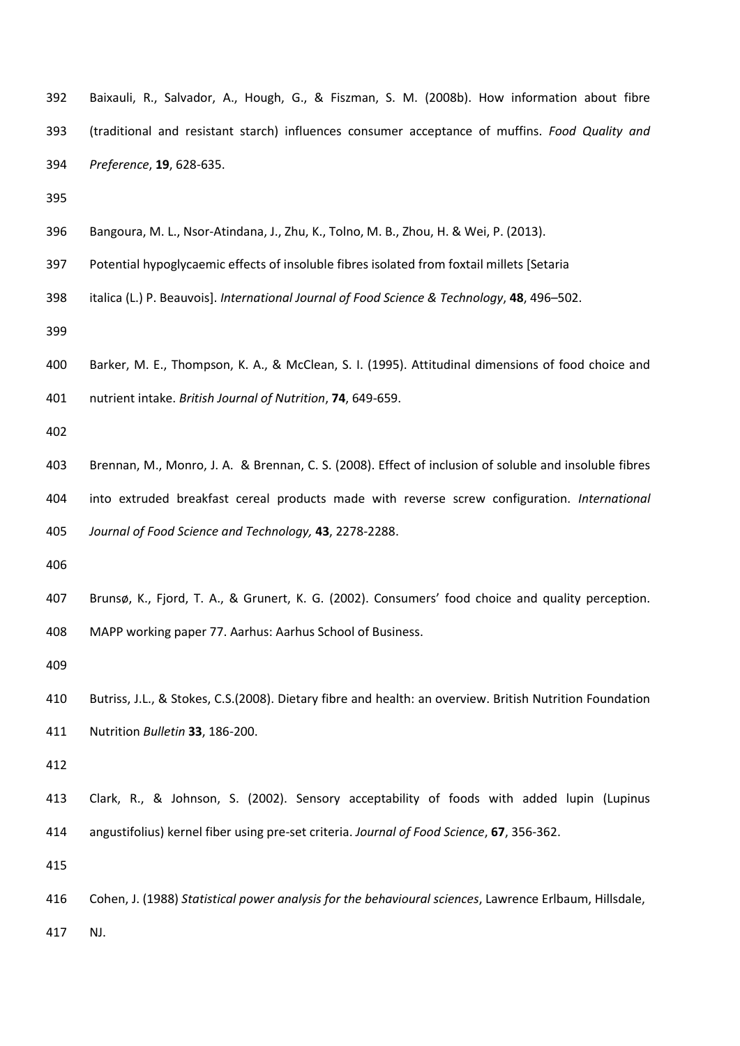Baixauli, R., Salvador, A., Hough, G., & Fiszman, S. M. (2008b). How information about fibre (traditional and resistant starch) influences consumer acceptance of muffins. *Food Quality and Preference*, **19**, 628-635.

Bangoura, M. L., Nsor-Atindana, J., Zhu, K., Tolno, M. B., Zhou, H. & Wei, P. (2013). Potential hypoglycaemic effects of insoluble fibres isolated from foxtail millets [Setaria italica (L.) P. Beauvois]. *International Journal of Food Science & Technology*, **48**, 496–502.

Barker, M. E., Thompson, K. A., & McClean, S. I. (1995). Attitudinal dimensions of food choice and nutrient intake. *British Journal of Nutrition*, **74**, 649-659.

Brennan, M., Monro, J. A. & Brennan, C. S. (2008). Effect of inclusion of soluble and insoluble fibres into extruded breakfast cereal products made with reverse screw configuration. *International Journal of Food Science and Technology,* **43**, 2278-2288.

Brunsø, K., Fjord, T. A., & Grunert, K. G. (2002). Consumers' food choice and quality perception. MAPP working paper 77. Aarhus: Aarhus School of Business.

Butriss, J.L., & Stokes, C.S.(2008). Dietary fibre and health: an overview. British Nutrition Foundation Nutrition *Bulletin* **33**, 186-200.

Clark, R., & Johnson, S. (2002). Sensory acceptability of foods with added lupin (Lupinus angustifolius) kernel fiber using pre-set criteria. *Journal of Food Science*, **67**, 356-362.

Cohen, J. (1988) *Statistical power analysis for the behavioural sciences*, Lawrence Erlbaum, Hillsdale, NJ.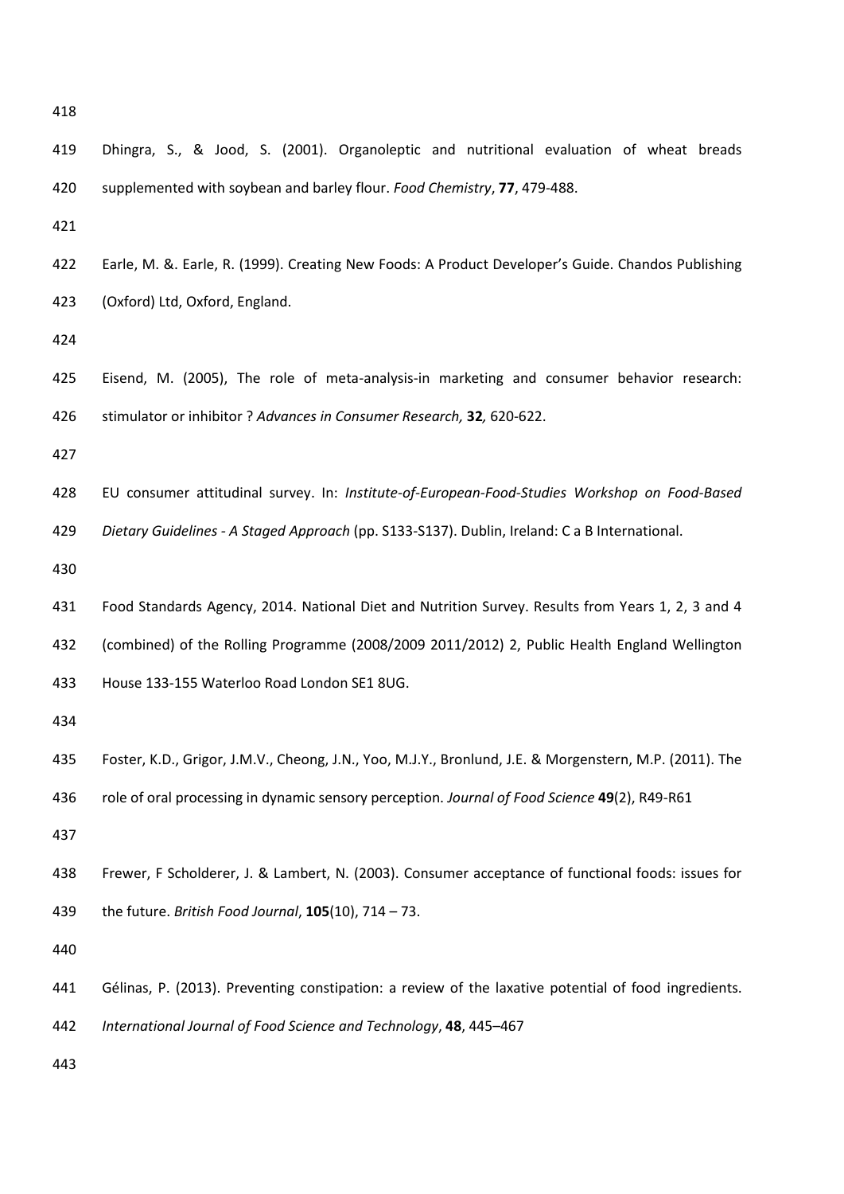Dhingra, S., & Jood, S. (2001). Organoleptic and nutritional evaluation of wheat breads supplemented with soybean and barley flour. *Food Chemistry*, **77**, 479-488.

Earle, M. &. Earle, R. (1999). Creating New Foods: A Product Developer's Guide. Chandos Publishing (Oxford) Ltd, Oxford, England.

Eisend, M. (2005), The role of meta-analysis-in marketing and consumer behavior research: stimulator or inhibitor ? *Advances in Consumer Research,* **32***,* 620-622.

EU consumer attitudinal survey. In: *Institute-of-European-Food-Studies Workshop on Food-Based Dietary Guidelines - A Staged Approach* (pp. S133-S137). Dublin, Ireland: C a B International.

Food Standards Agency, 2014. National Diet and Nutrition Survey. Results from Years 1, 2, 3 and 4 (combined) of the Rolling Programme (2008/2009 2011/2012) 2, Public Health England Wellington House 133-155 Waterloo Road London SE1 8UG.

Foster, K.D., Grigor, J.M.V., Cheong, J.N., Yoo, M.J.Y., Bronlund, J.E. & Morgenstern, M.P. (2011). The role of oral processing in dynamic sensory perception. *Journal of Food Science* **49**(2), R49-R61

Frewer, F Scholderer, J. & Lambert, N. (2003). Consumer acceptance of functional foods: issues for the future. *British Food Journal*, **105**(10), 714 – 73.

Gélinas, P. (2013). Preventing constipation: a review of the laxative potential of food ingredients. *International Journal of Food Science and Technology*, **48**, 445–467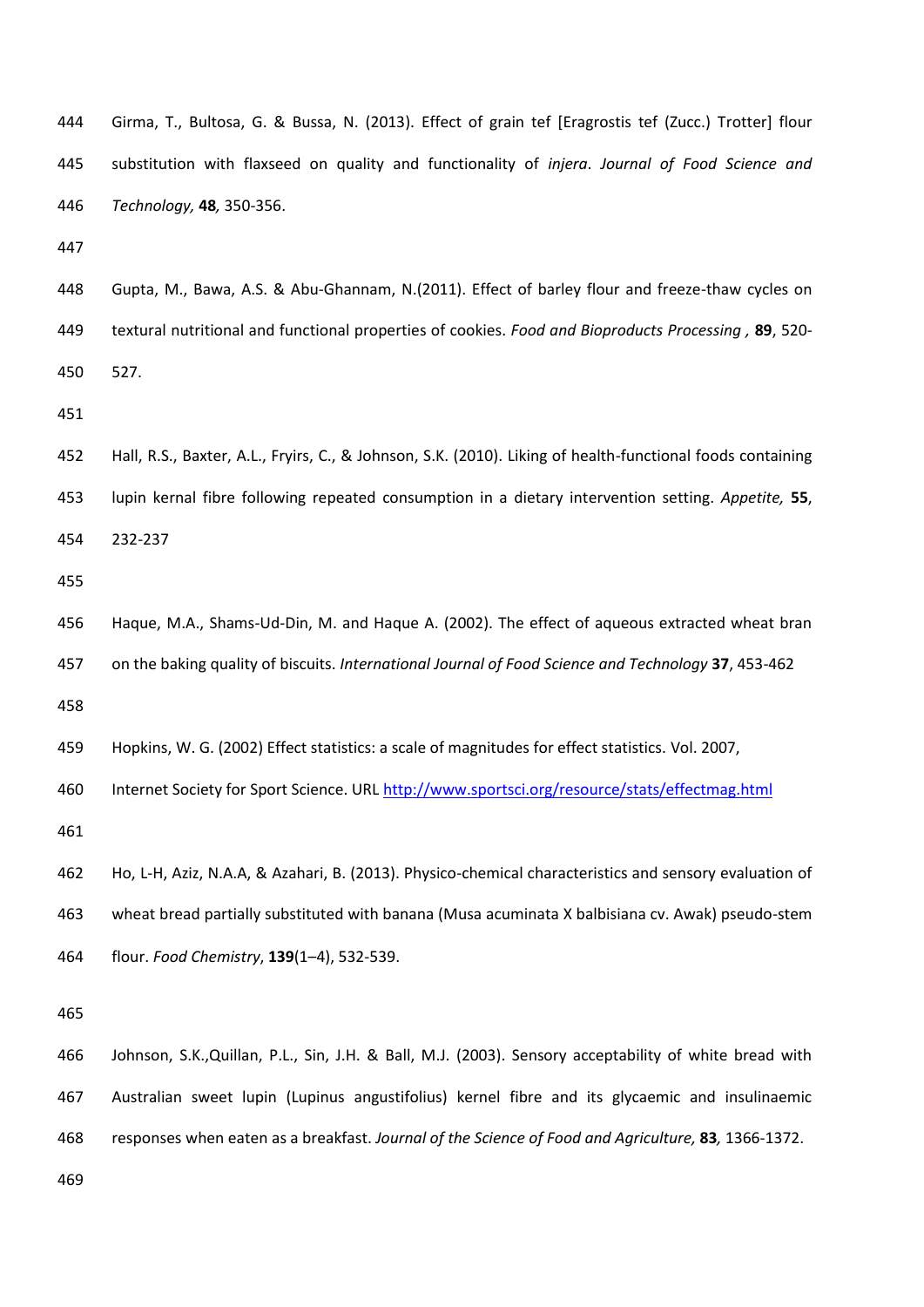Girma, T., Bultosa, G. & Bussa, N. (2013). Effect of grain tef [Eragrostis tef (Zucc.) Trotter] flour substitution with flaxseed on quality and functionality of *injera*. *Journal of Food Science and Technology,* **48***,* 350-356.

Gupta, M., Bawa, A.S. & Abu-Ghannam, N.(2011). Effect of barley flour and freeze-thaw cycles on textural nutritional and functional properties of cookies. *Food and Bioproducts Processing ,* **89**, 520-527.

Hall, R.S., Baxter, A.L., Fryirs, C., & Johnson, S.K. (2010). Liking of health-functional foods containing lupin kernal fibre following repeated consumption in a dietary intervention setting. *Appetite,* **55**, 232-237

Haque, M.A., Shams-Ud-Din, M. and Haque A. (2002). The effect of aqueous extracted wheat bran on the baking quality of biscuits. *International Journal of Food Science and Technology* **37**, 453-462

Hopkins, W. G. (2002) Effect statistics: a scale of magnitudes for effect statistics. Vol. 2007, Internet Society for Sport Science. URL http://www.sportsci.org/resource/stats/effectmag.html

Ho, L-H, Aziz, N.A.A, & Azahari, B. (2013). Physico-chemical characteristics and sensory evaluation of wheat bread partially substituted with banana (Musa acuminata X balbisiana cv. Awak) pseudo-stem flour. *Food Chemistry*, **139**(1–4), 532-539.

Johnson, S.K.,Quillan, P.L., Sin, J.H. & Ball, M.J. (2003). Sensory acceptability of white bread with Australian sweet lupin (Lupinus angustifolius) kernel fibre and its glycaemic and insulinaemic responses when eaten as a breakfast. *Journal of the Science of Food and Agriculture,* **83***,* 1366-1372.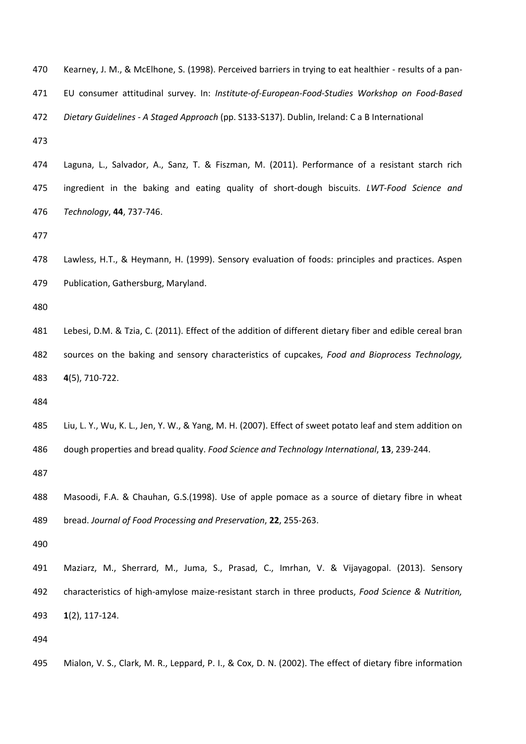Kearney, J. M., & McElhone, S. (1998). Perceived barriers in trying to eat healthier - results of a pan-EU consumer attitudinal survey. In: *Institute-of-European-Food-Studies Workshop on Food-Based Dietary Guidelines - A Staged Approach* (pp. S133-S137). Dublin, Ireland: C a B International

Laguna, L., Salvador, A., Sanz, T. & Fiszman, M. (2011). Performance of a resistant starch rich ingredient in the baking and eating quality of short-dough biscuits. *LWT-Food Science and Technology*, **44**, 737-746.

Lawless, H.T., & Heymann, H. (1999). Sensory evaluation of foods: principles and practices. Aspen Publication, Gathersburg, Maryland.

Lebesi, D.M. & Tzia, C. (2011). Effect of the addition of different dietary fiber and edible cereal bran sources on the baking and sensory characteristics of cupcakes, *Food and Bioprocess Technology,* **4**(5), 710-722.

Liu, L. Y., Wu, K. L., Jen, Y. W., & Yang, M. H. (2007). Effect of sweet potato leaf and stem addition on dough properties and bread quality. *Food Science and Technology International*, **13**, 239-244.

Masoodi, F.A. & Chauhan, G.S.(1998). Use of apple pomace as a source of dietary fibre in wheat bread. *Journal of Food Processing and Preservation*, **22**, 255-263.

Maziarz, M., Sherrard, M., Juma, S., Prasad, C., Imrhan, V. & Vijayagopal. (2013). Sensory characteristics of high-amylose maize-resistant starch in three products, *Food Science & Nutrition,* **1**(2), 117-124.

Mialon, V. S., Clark, M. R., Leppard, P. I., & Cox, D. N. (2002). The effect of dietary fibre information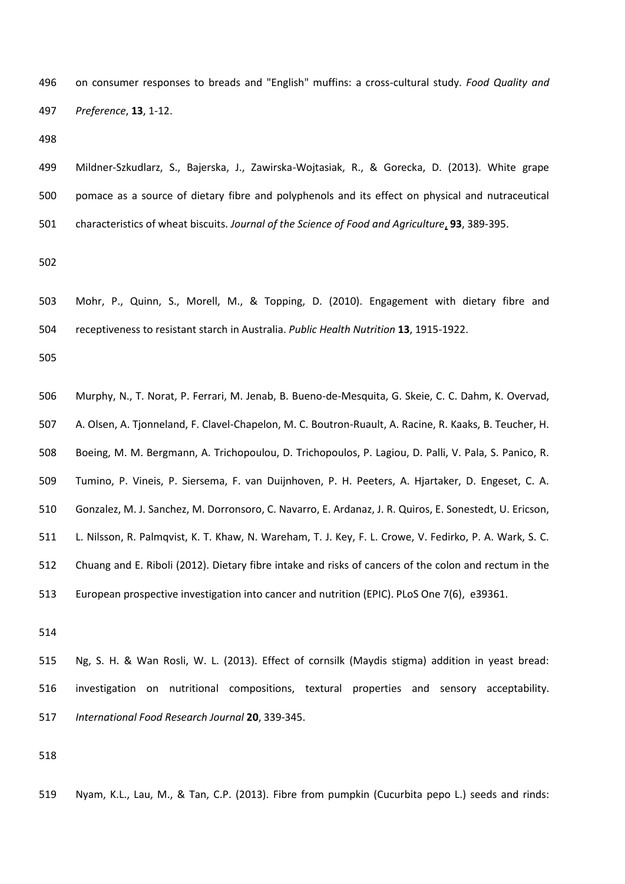on consumer responses to breads and "English" muffins: a cross-cultural study. *Food Quality and Preference*, **13**, 1-12.

Mildner-Szkudlarz, S., Bajerska, J., Zawirska-Wojtasiak, R., & Gorecka, D. (2013). White grape pomace as a source of dietary fibre and polyphenols and its effect on physical and nutraceutical characteristics of wheat biscuits. *Journal of the Science of Food and Agriculture*, **93**, 389-395.

Mohr, P., Quinn, S., Morell, M., & Topping, D. (2010). Engagement with dietary fibre and receptiveness to resistant starch in Australia. *Public Health Nutrition* **13**, 1915-1922.

Murphy, N., T. Norat, P. Ferrari, M. Jenab, B. Bueno-de-Mesquita, G. Skeie, C. C. Dahm, K. Overvad, A. Olsen, A. Tjonneland, F. Clavel-Chapelon, M. C. Boutron-Ruault, A. Racine, R. Kaaks, B. Teucher, H. Boeing, M. M. Bergmann, A. Trichopoulou, D. Trichopoulos, P. Lagiou, D. Palli, V. Pala, S. Panico, R. Tumino, P. Vineis, P. Siersema, F. van Duijnhoven, P. H. Peeters, A. Hjartaker, D. Engeset, C. A. Gonzalez, M. J. Sanchez, M. Dorronsoro, C. Navarro, E. Ardanaz, J. R. Quiros, E. Sonestedt, U. Ericson, L. Nilsson, R. Palmqvist, K. T. Khaw, N. Wareham, T. J. Key, F. L. Crowe, V. Fedirko, P. A. Wark, S. C. Chuang and E. Riboli (2012). Dietary fibre intake and risks of cancers of the colon and rectum in the European prospective investigation into cancer and nutrition (EPIC). PLoS One 7(6), e39361.

Ng, S. H. & Wan Rosli, W. L. (2013). Effect of cornsilk (Maydis stigma) addition in yeast bread: investigation on nutritional compositions, textural properties and sensory acceptability. *International Food Research Journal* **20**, 339-345.

Nyam, K.L., Lau, M., & Tan, C.P. (2013). Fibre from pumpkin (Cucurbita pepo L.) seeds and rinds: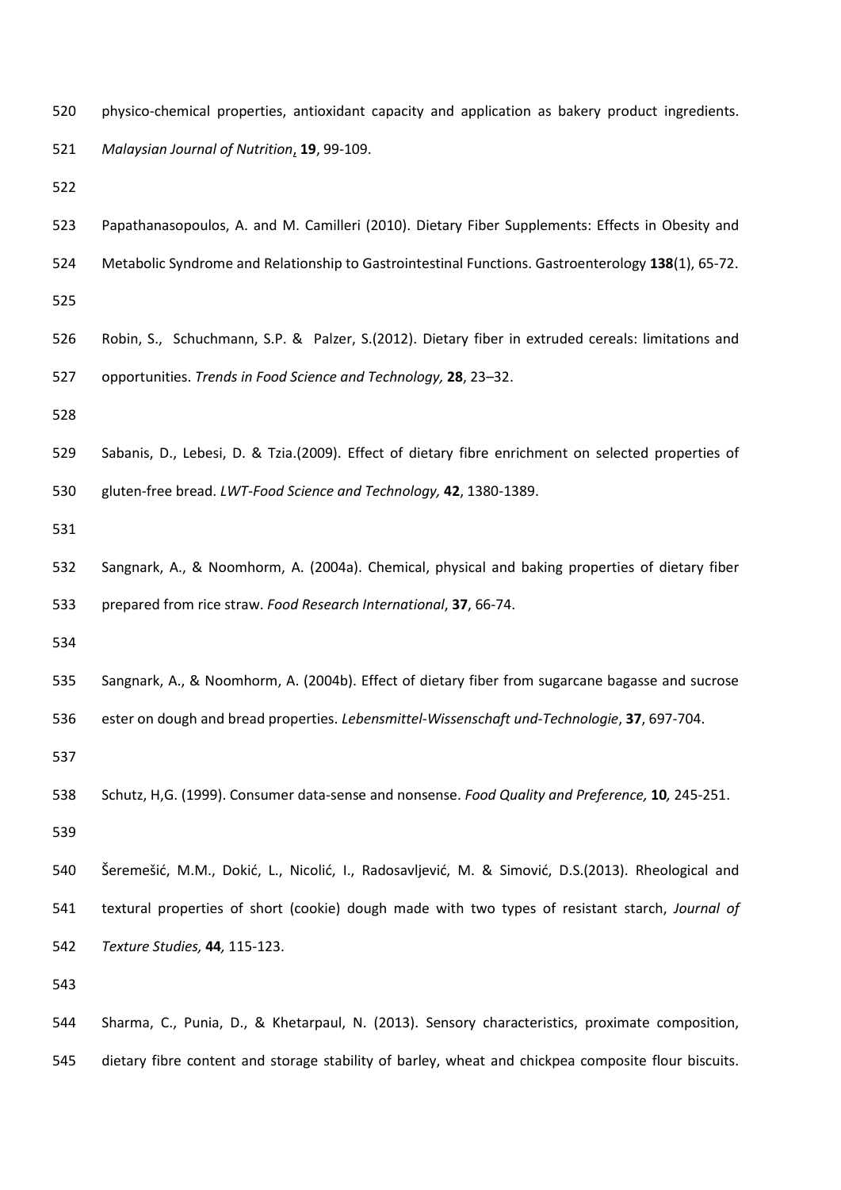physico-chemical properties, antioxidant capacity and application as bakery product ingredients. *Malaysian Journal of Nutrition*, **19**, 99-109.

Papathanasopoulos, A. and M. Camilleri (2010). Dietary Fiber Supplements: Effects in Obesity and Metabolic Syndrome and Relationship to Gastrointestinal Functions. Gastroenterology **138**(1), 65-72.

Robin, S., Schuchmann, S.P. & Palzer, S.(2012). Dietary fiber in extruded cereals: limitations and opportunities. *Trends in Food Science and Technology,* **28**, 23–32.

Sabanis, D., Lebesi, D. & Tzia.(2009). Effect of dietary fibre enrichment on selected properties of gluten-free bread. *LWT-Food Science and Technology,* **42**, 1380-1389.

Sangnark, A., & Noomhorm, A. (2004a). Chemical, physical and baking properties of dietary fiber prepared from rice straw. *Food Research International*, **37**, 66-74.

Sangnark, A., & Noomhorm, A. (2004b). Effect of dietary fiber from sugarcane bagasse and sucrose ester on dough and bread properties. *Lebensmittel-Wissenschaft und-Technologie*, **37**, 697-704.

Schutz, H,G. (1999). Consumer data-sense and nonsense. *Food Quality and Preference,* **10***,* 245-251.

Šeremešić, M.M., Dokić, L., Nicolić, I., Radosavljević, M. & Simović, D.S.(2013). Rheological and textural properties of short (cookie) dough made with two types of resistant starch, *Journal of Texture Studies,* **44***,* 115-123.

Sharma, C., Punia, D., & Khetarpaul, N. (2013). Sensory characteristics, proximate composition, dietary fibre content and storage stability of barley, wheat and chickpea composite flour biscuits.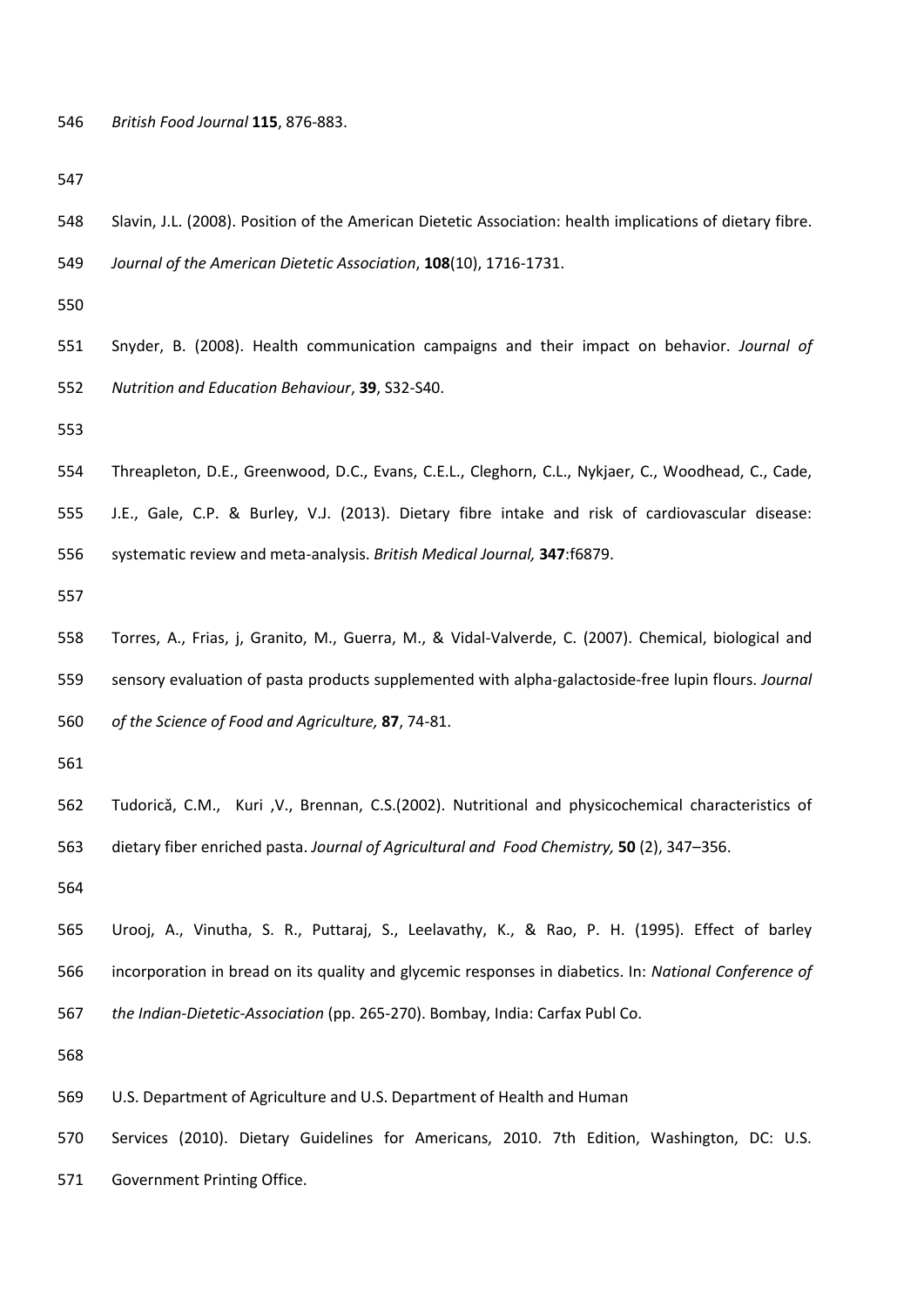*British Food Journal* **115**, 876-883.

Slavin, J.L. (2008). Position of the American Dietetic Association: health implications of dietary fibre. *Journal of the American Dietetic Association*, **108**(10), 1716-1731.

Snyder, B. (2008). Health communication campaigns and their impact on behavior. *Journal of Nutrition and Education Behaviour*, **39**, S32-S40.

Threapleton, D.E., Greenwood, D.C., Evans, C.E.L., Cleghorn, C.L., Nykjaer, C., Woodhead, C., Cade, J.E., Gale, C.P. & Burley, V.J. (2013). Dietary fibre intake and risk of cardiovascular disease: systematic review and meta-analysis. *British Medical Journal,* **347**:f6879.

Torres, A., Frias, j, Granito, M., Guerra, M., & Vidal-Valverde, C. (2007). Chemical, biological and sensory evaluation of pasta products supplemented with alpha-galactoside-free lupin flours. *Journal of the Science of Food and Agriculture,* **87**, 74-81.

Tudorică, C.M., Kuri ,V., Brennan, C.S.(2002). Nutritional and physicochemical characteristics of dietary fiber enriched pasta. *Journal of Agricultural and Food Chemistry,* **50** (2), 347–356.

Urooj, A., Vinutha, S. R., Puttaraj, S., Leelavathy, K., & Rao, P. H. (1995). Effect of barley incorporation in bread on its quality and glycemic responses in diabetics. In: *National Conference of the Indian-Dietetic-Association* (pp. 265-270). Bombay, India: Carfax Publ Co.

U.S. Department of Agriculture and U.S. Department of Health and Human Services (2010). Dietary Guidelines for Americans, 2010. 7th Edition, Washington, DC: U.S. Government Printing Office.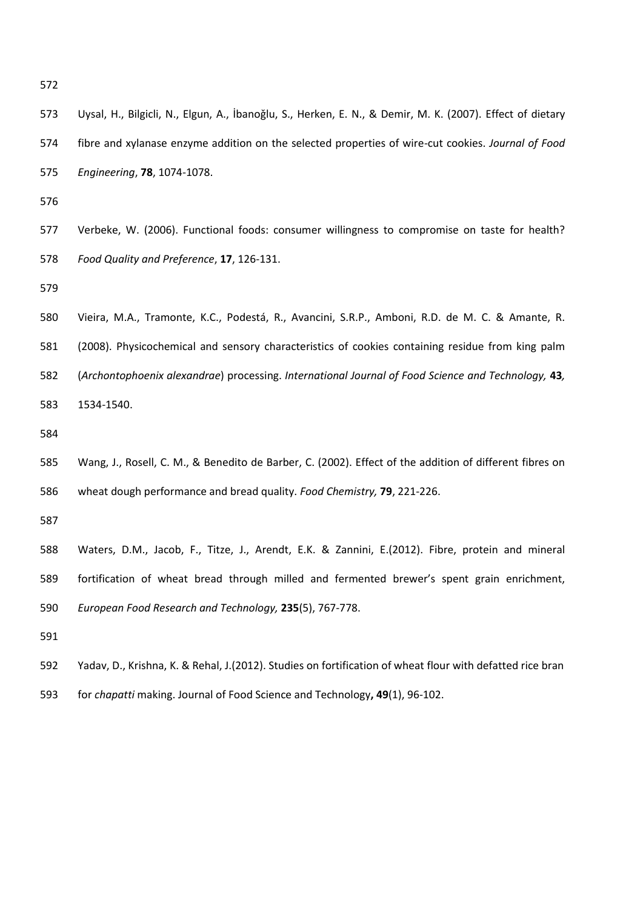Uysal, H., Bilgicli, N., Elgun, A., İbanoğlu, S., Herken, E. N., & Demir, M. K. (2007). Effect of dietary fibre and xylanase enzyme addition on the selected properties of wire-cut cookies. *Journal of Food Engineering*, **78**, 1074-1078.

Verbeke, W. (2006). Functional foods: consumer willingness to compromise on taste for health? *Food Quality and Preference*, **17**, 126-131.

Vieira, M.A., Tramonte, K.C., Podestá, R., Avancini, S.R.P., Amboni, R.D. de M. C. & Amante, R. (2008). Physicochemical and sensory characteristics of cookies containing residue from king palm (*Archontophoenix alexandrae*) processing. *International Journal of Food Science and Technology,* **43***,* 1534-1540.

Wang, J., Rosell, C. M., & Benedito de Barber, C. (2002). Effect of the addition of different fibres on wheat dough performance and bread quality. *Food Chemistry,* **79**, 221-226.

Waters, D.M., Jacob, F., Titze, J., Arendt, E.K. & Zannini, E.(2012). Fibre, protein and mineral fortification of wheat bread through milled and fermented brewer's spent grain enrichment, *European Food Research and Technology,* **235**(5), 767-778.

Yadav, D., Krishna, K. & Rehal, J.(2012). Studies on fortification of wheat flour with defatted rice bran for *chapatti* making. Journal of Food Science and Technology**, 49**(1), 96-102.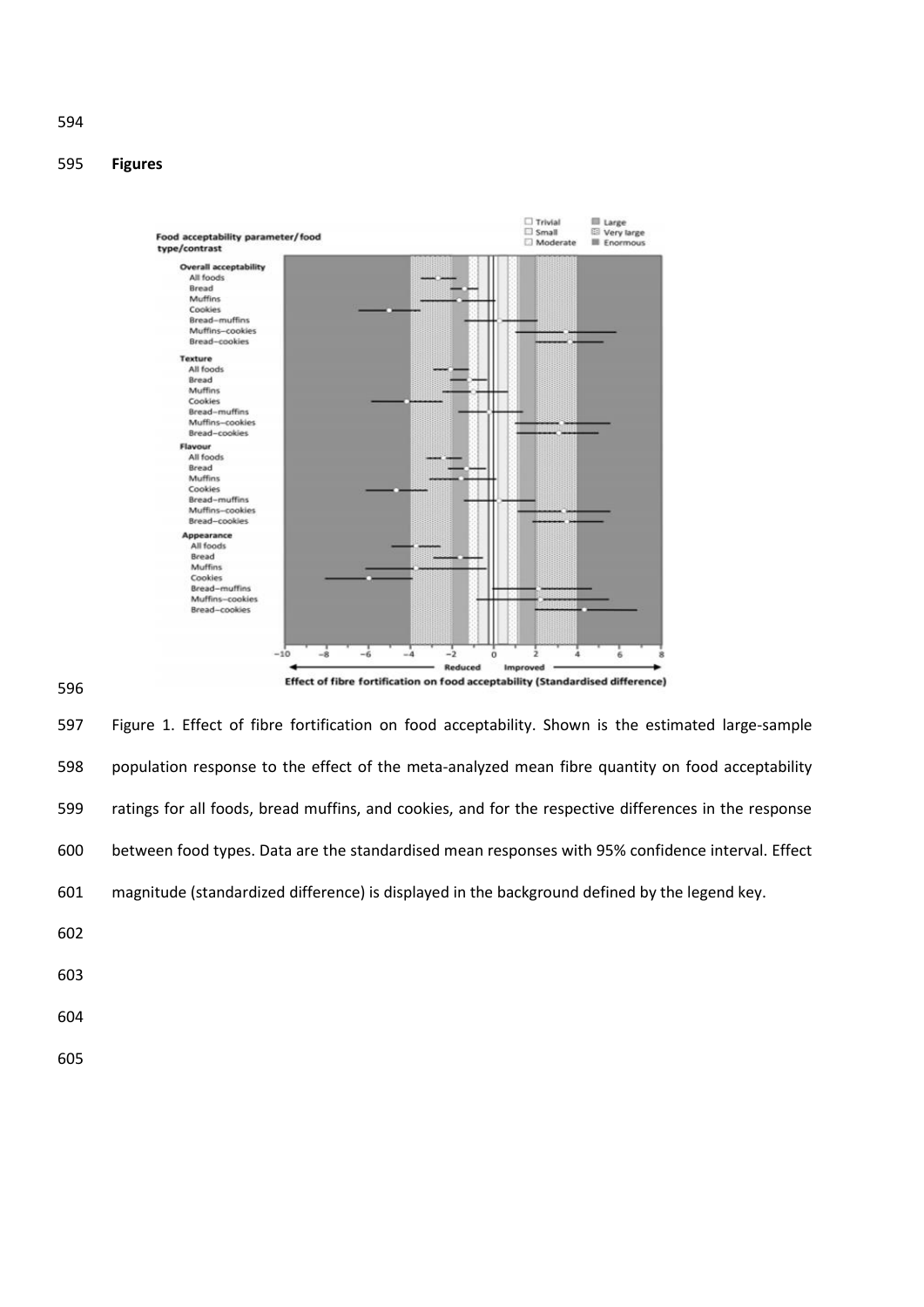**Figures**

Figure 1. Effect of fibre fortification on food acceptability. Shown is the estimated large-sample population response to the effect of the meta-analyzed mean fibre quantity on food acceptability ratings for all foods, bread muffins, and cookies, and for the respective differences in the response between food types. Data are the standardised mean responses with 95% confidence interval. Effect magnitude (standardized difference) is displayed in the background defined by the legend key.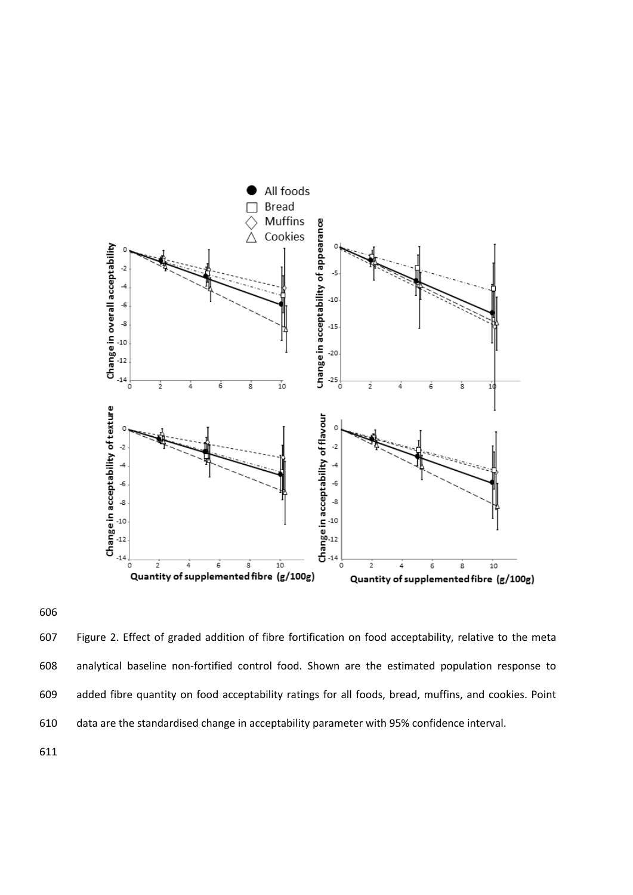Figure 2. Effect of graded addition of fibre fortification on food acceptability, relative to the meta analytical baseline non-fortified control food. Shown are the estimated population response to added fibre quantity on food acceptability ratings for all foods, bread, muffins, and cookies. Point data are the standardised change in acceptability parameter with 95% confidence interval.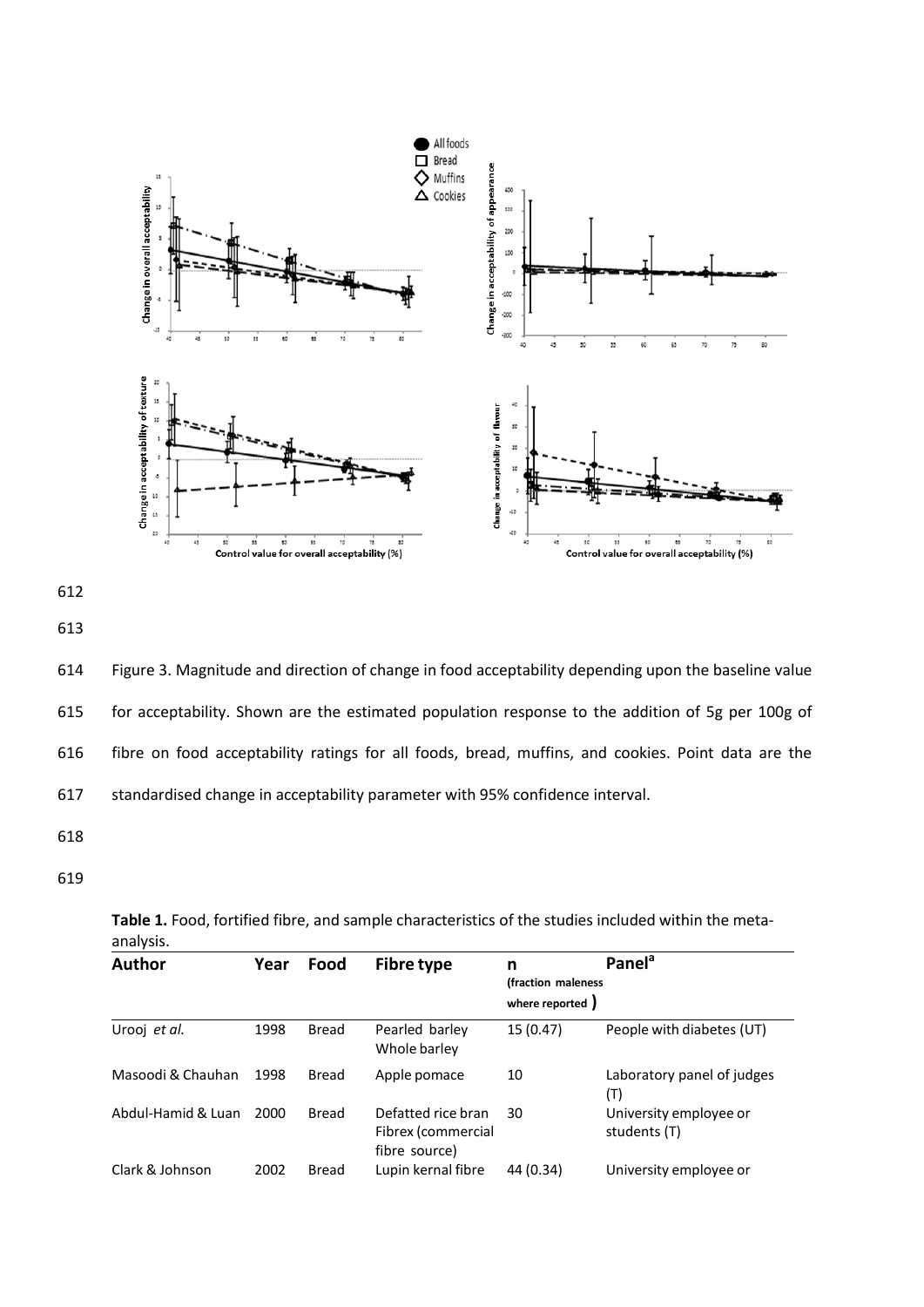Figure 3. Magnitude and direction of change in food acceptability depending upon the baseline value for acceptability. Shown are the estimated population response to the addition of 5g per 100g of fibre on food acceptability ratings for all foods, bread, muffins, and cookies. Point data are the standardised change in acceptability parameter with 95% confidence interval.

**Table 1.** Food, fortified fibre, and sample characteristics of the studies included within the meta-analysis.

| Author | Year | Food | Fibre type | n (fraction maleness where reported ) | Panel[a] |
|---|---|---|---|---|---|
| Urooj *et al.* | 1998 | Bread | Pearled barley<br>Whole barley | 15 (0.47) | People with diabetes (UT) |
| Masoodi & Chauhan | 1998 | Bread | Apple pomace | 10 | Laboratory panel of judges (T) |
| Abdul-Hamid & Luan | 2000 | Bread | Defatted rice bran<br>Fibrex (commercial fibre source) | 30 | University employee or students (T) |
| Clark & Johnson | 2002 | Bread | Lupin kernal fibre | 44 (0.34) | University employee or |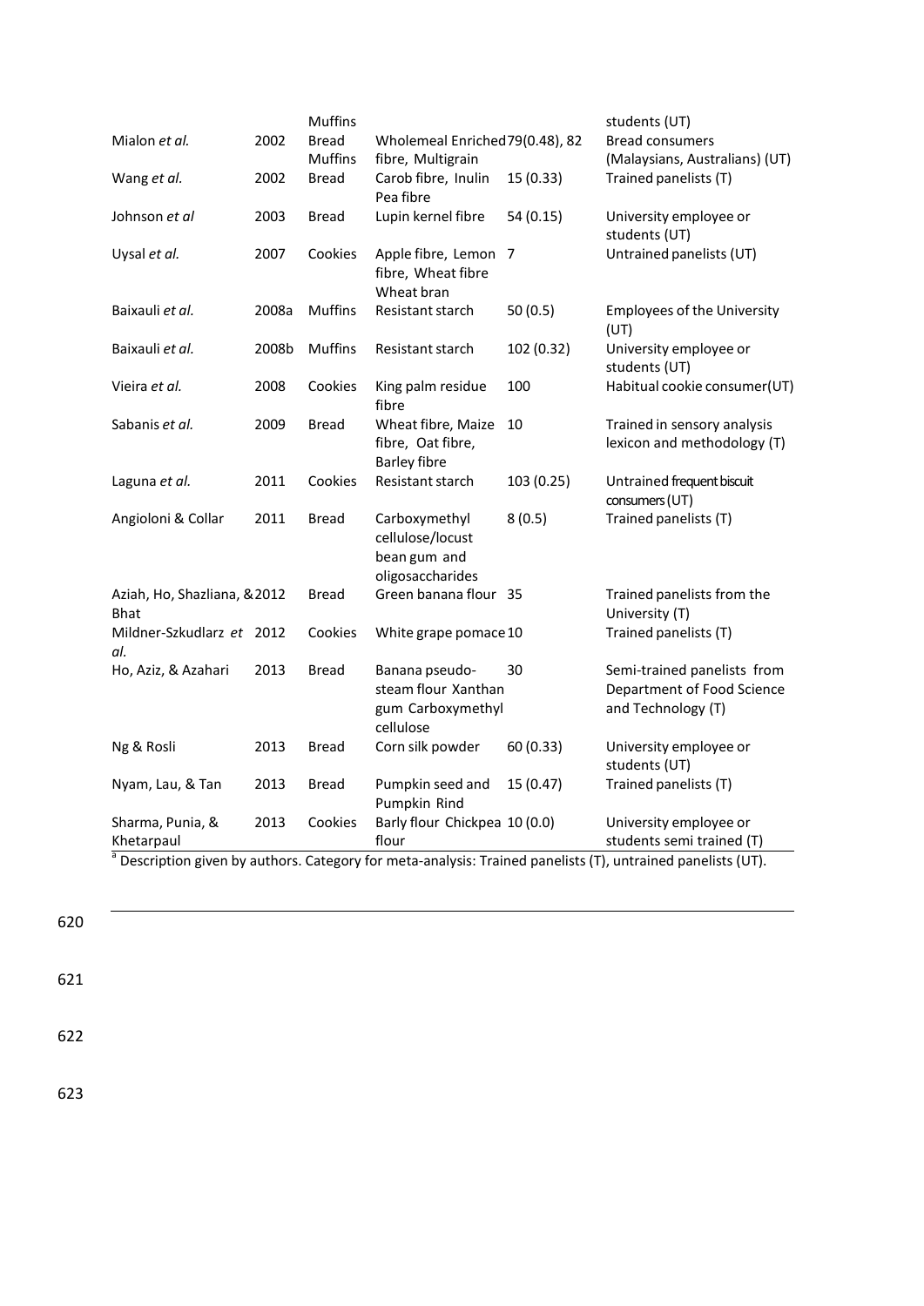| | | | | | |
|---|---|---|---|---|---|
| | | Muffins | | | students (UT) |
| Mialon *et al.* | 2002 | Bread Muffins | Wholemeal Enriched fibre, Multigrain | 79(0.48), 82 | Bread consumers (Malaysians, Australians) (UT) |
| Wang *et al.* | 2002 | Bread | Carob fibre, Inulin Pea fibre | 15 (0.33) | Trained panelists (T) |
| Johnson *et al* | 2003 | Bread | Lupin kernel fibre | 54 (0.15) | University employee or students (UT) |
| Uysal *et al.* | 2007 | Cookies | Apple fibre, Lemon fibre, Wheat fibre Wheat bran | 7 | Untrained panelists (UT) |
| Baixauli *et al.* | 2008a | Muffins | Resistant starch | 50 (0.5) | Employees of the University (UT) |
| Baixauli *et al.* | 2008b | Muffins | Resistant starch | 102 (0.32) | University employee or students (UT) |
| Vieira *et al.* | 2008 | Cookies | King palm residue fibre | 100 | Habitual cookie consumer(UT) |
| Sabanis *et al.* | 2009 | Bread | Wheat fibre, Maize fibre, Oat fibre, Barley fibre | 10 | Trained in sensory analysis lexicon and methodology (T) |
| Laguna *et al.* | 2011 | Cookies | Resistant starch | 103 (0.25) | Untrained frequent biscuit consumers (UT) |
| Angioloni & Collar | 2011 | Bread | Carboxymethyl cellulose/locust bean gum and oligosaccharides | 8 (0.5) | Trained panelists (T) |
| Aziah, Ho, Shazliana, & Bhat | 2012 | Bread | Green banana flour | 35 | Trained panelists from the University (T) |
| Mildner-Szkudlarz *et al.* | 2012 | Cookies | White grape pomace | 10 | Trained panelists (T) |
| Ho, Aziz, & Azahari | 2013 | Bread | Banana pseudo-steam flour Xanthan gum Carboxymethyl cellulose | 30 | Semi-trained panelists from Department of Food Science and Technology (T) |
| Ng & Rosli | 2013 | Bread | Corn silk powder | 60 (0.33) | University employee or students (UT) |
| Nyam, Lau, & Tan | 2013 | Bread | Pumpkin seed and Pumpkin Rind | 15 (0.47) | Trained panelists (T) |
| Sharma, Punia, & Khetarpaul | 2013 | Cookies | Barly flour Chickpea flour | 10 (0.0) | University employee or students semi trained (T) |

[a] Description given by authors. Category for meta-analysis: Trained panelists (T), untrained panelists (UT).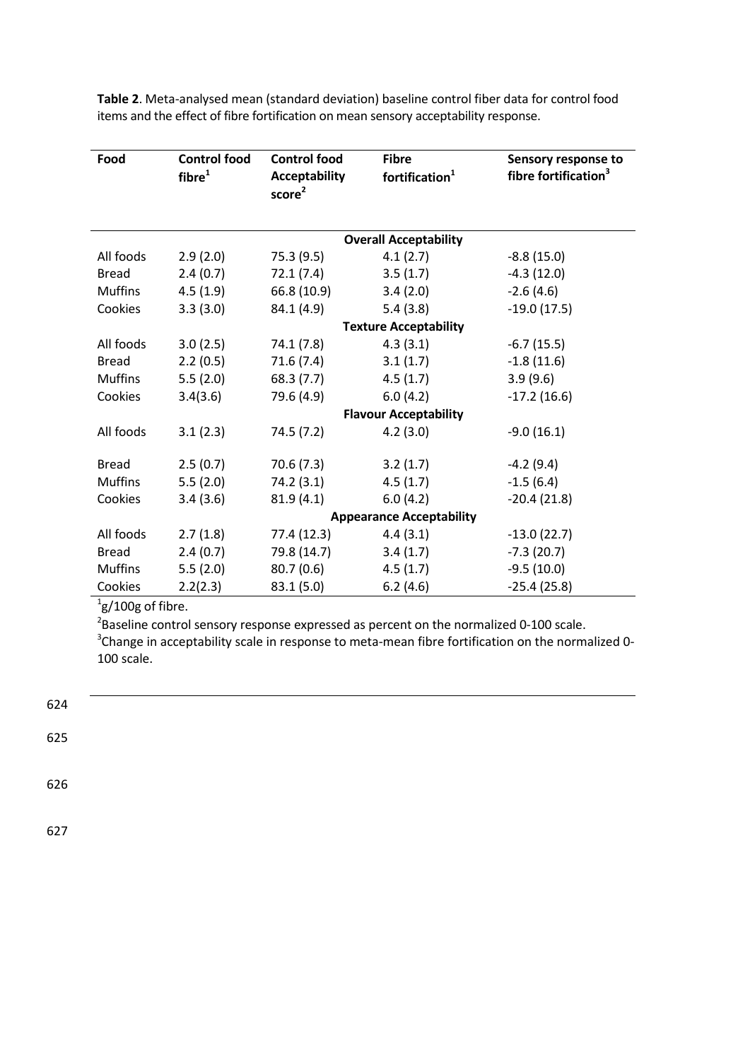**Table 2**. Meta-analysed mean (standard deviation) baseline control fiber data for control food items and the effect of fibre fortification on mean sensory acceptability response.

| Food | Control food fibre[1] | Control food Acceptability score[2] | Fibre fortification[1] | Sensory response to fibre fortification[3] |
|---|---|---|---|---|
| | | | **Overall Acceptability** | |
| All foods | 2.9 (2.0) | 75.3 (9.5) | 4.1 (2.7) | -8.8 (15.0) |
| Bread | 2.4 (0.7) | 72.1 (7.4) | 3.5 (1.7) | -4.3 (12.0) |
| Muffins | 4.5 (1.9) | 66.8 (10.9) | 3.4 (2.0) | -2.6 (4.6) |
| Cookies | 3.3 (3.0) | 84.1 (4.9) | 5.4 (3.8) | -19.0 (17.5) |
| | | | **Texture Acceptability** | |
| All foods | 3.0 (2.5) | 74.1 (7.8) | 4.3 (3.1) | -6.7 (15.5) |
| Bread | 2.2 (0.5) | 71.6 (7.4) | 3.1 (1.7) | -1.8 (11.6) |
| Muffins | 5.5 (2.0) | 68.3 (7.7) | 4.5 (1.7) | 3.9 (9.6) |
| Cookies | 3.4(3.6) | 79.6 (4.9) | 6.0 (4.2) | -17.2 (16.6) |
| | | | **Flavour Acceptability** | |
| All foods | 3.1 (2.3) | 74.5 (7.2) | 4.2 (3.0) | -9.0 (16.1) |
| Bread | 2.5 (0.7) | 70.6 (7.3) | 3.2 (1.7) | -4.2 (9.4) |
| Muffins | 5.5 (2.0) | 74.2 (3.1) | 4.5 (1.7) | -1.5 (6.4) |
| Cookies | 3.4 (3.6) | 81.9 (4.1) | 6.0 (4.2) | -20.4 (21.8) |
| | | | **Appearance Acceptability** | |
| All foods | 2.7 (1.8) | 77.4 (12.3) | 4.4 (3.1) | -13.0 (22.7) |
| Bread | 2.4 (0.7) | 79.8 (14.7) | 3.4 (1.7) | -7.3 (20.7) |
| Muffins | 5.5 (2.0) | 80.7 (0.6) | 4.5 (1.7) | -9.5 (10.0) |
| Cookies | 2.2(2.3) | 83.1 (5.0) | 6.2 (4.6) | -25.4 (25.8) |

[1]g/100g of fibre.
[2]Baseline control sensory response expressed as percent on the normalized 0-100 scale.
[3]Change in acceptability scale in response to meta-mean fibre fortification on the normalized 0-100 scale.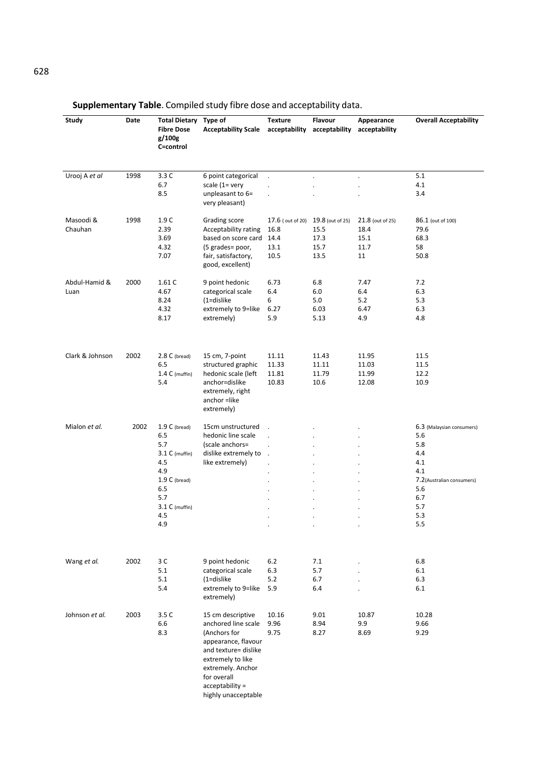**Supplementary Table**. Compiled study fibre dose and acceptability data.

| Study | Date | Total Dietary Fibre Dose g/100g C=control | Type of Acceptability Scale | Texture acceptability | Flavour acceptability | Appearance acceptability | Overall Acceptability |
|---|---|---|---|---|---|---|---|
| Urooj A *et al* | 1998 | 3.3 C<br>6.7<br>8.5 | 6 point categorical scale (1= very unpleasant to 6= very pleasant) | .<br>.<br>. | .<br>.<br>. | .<br>.<br>. | 5.1<br>4.1<br>3.4 |
| Masoodi & Chauhan | 1998 | 1.9 C<br>2.39<br>3.69<br>4.32<br>7.07 | Grading score Acceptability rating based on score card (5 grades= poor, fair, satisfactory, good, excellent) | 17.6 ( out of 20)<br>16.8<br>14.4<br>13.1<br>10.5 | 19.8 (out of 25)<br>15.5<br>17.3<br>15.7<br>13.5 | 21.8 (out of 25)<br>18.4<br>15.1<br>11.7<br>11 | 86.1 (out of 100)<br>79.6<br>68.3<br>58<br>50.8 |
| Abdul-Hamid & Luan | 2000 | 1.61 C<br>4.67<br>8.24<br>4.32<br>8.17 | 9 point hedonic categorical scale (1=dislike extremely to 9=like extremely) | 6.73<br>6.4<br>6<br>6.27<br>5.9 | 6.8<br>6.0<br>5.0<br>6.03<br>5.13 | 7.47<br>6.4<br>5.2<br>6.47<br>4.9 | 7.2<br>6.3<br>5.3<br>6.3<br>4.8 |
| Clark & Johnson | 2002 | 2.8 C (bread)<br>6.5<br>1.4 C (muffin)<br>5.4 | 15 cm, 7-point structured graphic hedonic scale (left anchor=dislike extremely, right anchor =like extremely) | 11.11<br>11.33<br>11.81<br>10.83 | 11.43<br>11.11<br>11.79<br>10.6 | 11.95<br>11.03<br>11.99<br>12.08 | 11.5<br>11.5<br>12.2<br>10.9 |
| Mialon *et al.* | 2002 | 1.9 C (bread)<br>6.5<br>5.7<br>3.1 C (muffin)<br>4.5<br>4.9<br>1.9 C (bread)<br>6.5<br>5.7<br>3.1 C (muffin)<br>4.5<br>4.9 | 15cm unstructured hedonic line scale (scale anchors= dislike extremely to like extremely) | .<br>.<br>.<br>.<br>.<br>.<br>.<br>.<br>.<br>.<br>.<br>. | .<br>.<br>.<br>.<br>.<br>.<br>.<br>.<br>.<br>.<br>.<br>. | .<br>.<br>.<br>.<br>.<br>.<br>.<br>.<br>.<br>.<br>.<br>. | 6.3 (Malaysian consumers)<br>5.6<br>5.8<br>4.4<br>4.1<br>4.1<br>7.2(Australian consumers)<br>5.6<br>6.7<br>5.7<br>5.3<br>5.5 |
| Wang *et al.* | 2002 | 3 C<br>5.1<br>5.1<br>5.4 | 9 point hedonic categorical scale (1=dislike extremely to 9=like extremely) | 6.2<br>6.3<br>5.2<br>5.9 | 7.1<br>5.7<br>6.7<br>6.4 | .<br>.<br>.<br>. | 6.8<br>6.1<br>6.3<br>6.1 |
| Johnson *et al.* | 2003 | 3.5 C<br>6.6<br>8.3 | 15 cm descriptive anchored line scale (Anchors for appearance, flavour and texture= dislike extremely to like extremely. Anchor for overall acceptability = highly unacceptable | 10.16<br>9.96<br>9.75 | 9.01<br>8.94<br>8.27 | 10.87<br>9.9<br>8.69 | 10.28<br>9.66<br>9.29 |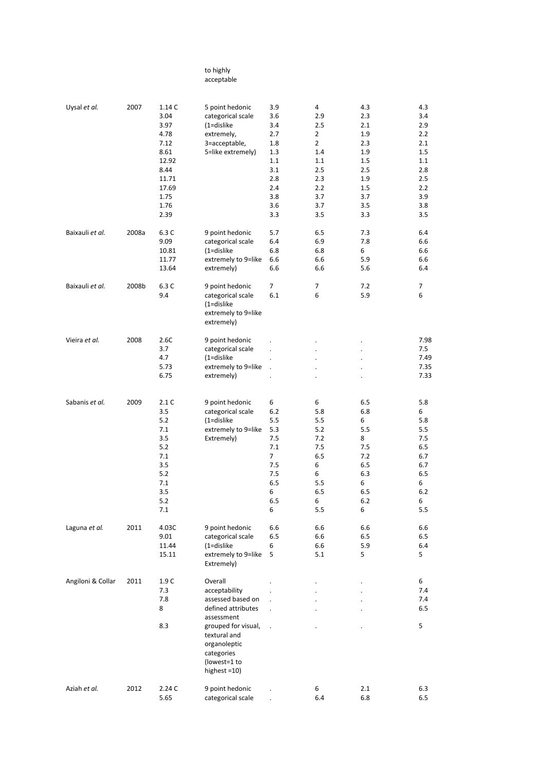| | | | to highly acceptable | | | | |
|---|---|---|---|---|---|---|---|
| Uysal *et al.* | 2007 | 1.14 C | 5 point hedonic categorical scale (1=dislike extremely, 3=acceptable, 5=like extremely) | 3.9 | 4 | 4.3 | 4.3 |
| | | 3.04 | | 3.6 | 2.9 | 2.3 | 3.4 |
| | | 3.97 | | 3.4 | 2.5 | 2.1 | 2.9 |
| | | 4.78 | | 2.7 | 2 | 1.9 | 2.2 |
| | | 7.12 | | 1.8 | 2 | 2.3 | 2.1 |
| | | 8.61 | | 1.3 | 1.4 | 1.9 | 1.5 |
| | | 12.92 | | 1.1 | 1.1 | 1.5 | 1.1 |
| | | 8.44 | | 3.1 | 2.5 | 2.5 | 2.8 |
| | | 11.71 | | 2.8 | 2.3 | 1.9 | 2.5 |
| | | 17.69 | | 2.4 | 2.2 | 1.5 | 2.2 |
| | | 1.75 | | 3.8 | 3.7 | 3.7 | 3.9 |
| | | 1.76 | | 3.6 | 3.7 | 3.5 | 3.8 |
| | | 2.39 | | 3.3 | 3.5 | 3.3 | 3.5 |
| Baixauli *et al.* | 2008a | 6.3 C | 9 point hedonic categorical scale (1=dislike extremely to 9=like extremely) | 5.7 | 6.5 | 7.3 | 6.4 |
| | | 9.09 | | 6.4 | 6.9 | 7.8 | 6.6 |
| | | 10.81 | | 6.8 | 6.8 | 6 | 6.6 |
| | | 11.77 | | 6.6 | 6.6 | 5.9 | 6.6 |
| | | 13.64 | | 6.6 | 6.6 | 5.6 | 6.4 |
| Baixauli *et al.* | 2008b | 6.3 C | 9 point hedonic categorical scale (1=dislike extremely to 9=like extremely) | 7 | 7 | 7.2 | 7 |
| | | 9.4 | | 6.1 | 6 | 5.9 | 6 |
| Vieira *et al.* | 2008 | 2.6C | 9 point hedonic categorical scale (1=dislike extremely to 9=like extremely) | . | . | . | 7.98 |
| | | 3.7 | | . | . | . | 7.5 |
| | | 4.7 | | . | . | . | 7.49 |
| | | 5.73 | | . | . | . | 7.35 |
| | | 6.75 | | . | . | . | 7.33 |
| Sabanis *et al.* | 2009 | 2.1 C | 9 point hedonic categorical scale (1=dislike extremely to 9=like Extremely) | 6 | 6 | 6.5 | 5.8 |
| | | 3.5 | | 6.2 | 5.8 | 6.8 | 6 |
| | | 5.2 | | 5.5 | 5.5 | 6 | 5.8 |
| | | 7.1 | | 5.3 | 5.2 | 5.5 | 5.5 |
| | | 3.5 | | 7.5 | 7.2 | 8 | 7.5 |
| | | 5.2 | | 7.1 | 7.5 | 7.5 | 6.5 |
| | | 7.1 | | 7 | 6.5 | 7.2 | 6.7 |
| | | 3.5 | | 7.5 | 6 | 6.5 | 6.7 |
| | | 5.2 | | 7.5 | 6 | 6.3 | 6.5 |
| | | 7.1 | | 6.5 | 5.5 | 6 | 6 |
| | | 3.5 | | 6 | 6.5 | 6.5 | 6.2 |
| | | 5.2 | | 6.5 | 6 | 6.2 | 6 |
| | | 7.1 | | 6 | 5.5 | 6 | 5.5 |
| Laguna *et al.* | 2011 | 4.03C | 9 point hedonic categorical scale (1=dislike extremely to 9=like Extremely) | 6.6 | 6.6 | 6.6 | 6.6 |
| | | 9.01 | | 6.5 | 6.6 | 6.5 | 6.5 |
| | | 11.44 | | 6 | 6.6 | 5.9 | 6.4 |
| | | 15.11 | | 5 | 5.1 | 5 | 5 |
| Angiloni & Collar | 2011 | 1.9 C | Overall acceptability assessed based on defined attributes assessment grouped for visual, textural and organoleptic categories (lowest=1 to highest =10) | . | . | . | 6 |
| | | 7.3 | | . | . | . | 7.4 |
| | | 7.8 | | . | . | . | 7.4 |
| | | 8 | | . | . | . | 6.5 |
| | | 8.3 | | . | . | . | 5 |
| Aziah *et al.* | 2012 | 2.24 C | 9 point hedonic categorical scale | . | 6 | 2.1 | 6.3 |
| | | 5.65 | | . | 6.4 | 6.8 | 6.5 |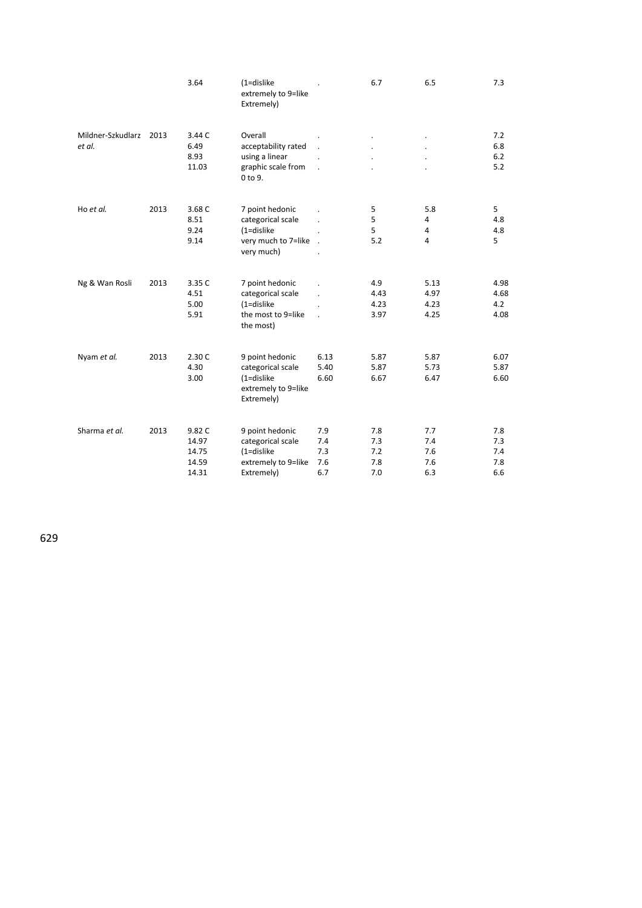| | | | | | | | |
|---|---|---|---|---|---|---|---|
| | | 3.64 | (1=dislike extremely to 9=like Extremely) | . | 6.7 | 6.5 | 7.3 |
| Mildner-Szkudlarz *et al.* | 2013 | 3.44 C<br>6.49<br>8.93<br>11.03 | Overall acceptability rated using a linear graphic scale from 0 to 9. | .<br>.<br>.<br>. | .<br>.<br>.<br>. | .<br>.<br>.<br>. | 7.2<br>6.8<br>6.2<br>5.2 |
| Ho *et al.* | 2013 | 3.68 C<br>8.51<br>9.24<br>9.14 | 7 point hedonic categorical scale (1=dislike very much to 7=like very much) | .<br>.<br>.<br>.<br>. | 5<br>5<br>5<br>5.2 | 5.8<br>4<br>4<br>4 | 5<br>4.8<br>4.8<br>5 |
| Ng & Wan Rosli | 2013 | 3.35 C<br>4.51<br>5.00<br>5.91 | 7 point hedonic categorical scale (1=dislike the most to 9=like the most) | .<br>.<br>.<br>. | 4.9<br>4.43<br>4.23<br>3.97 | 5.13<br>4.97<br>4.23<br>4.25 | 4.98<br>4.68<br>4.2<br>4.08 |
| Nyam *et al.* | 2013 | 2.30 C<br>4.30<br>3.00 | 9 point hedonic categorical scale (1=dislike extremely to 9=like Extremely) | 6.13<br>5.40<br>6.60 | 5.87<br>5.87<br>6.67 | 5.87<br>5.73<br>6.47 | 6.07<br>5.87<br>6.60 |
| Sharma *et al.* | 2013 | 9.82 C<br>14.97<br>14.75<br>14.59<br>14.31 | 9 point hedonic categorical scale (1=dislike extremely to 9=like Extremely) | 7.9<br>7.4<br>7.3<br>7.6<br>6.7 | 7.8<br>7.3<br>7.2<br>7.8<br>7.0 | 7.7<br>7.4<br>7.6<br>7.6<br>6.3 | 7.8<br>7.3<br>7.4<br>7.8<br>6.6 |